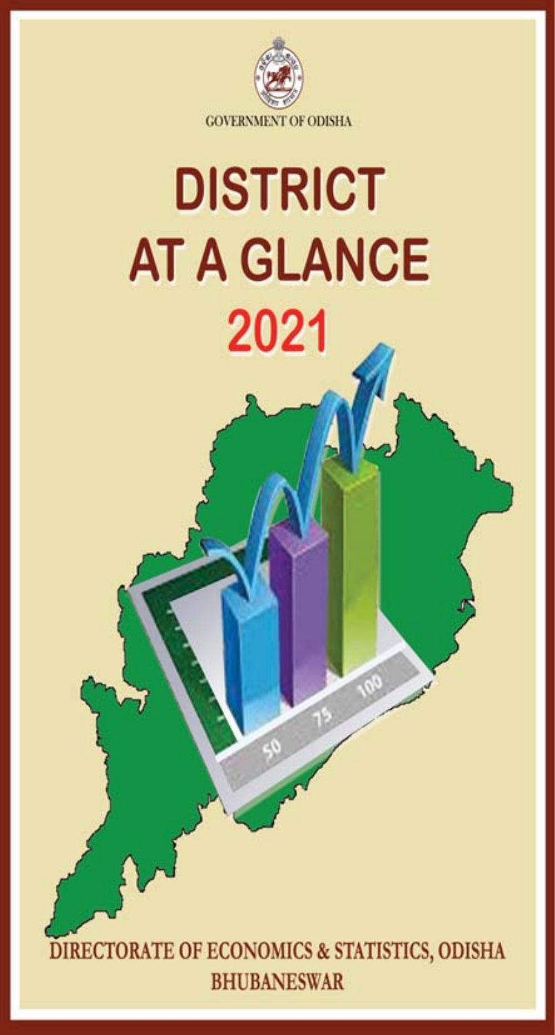GOVERNMENT OF ODISHA

# DISTRICT AT A GLANCE 2021

DIRECTORATE OF ECONOMICS & STATISTICS, ODISHA
BHUBANESWAR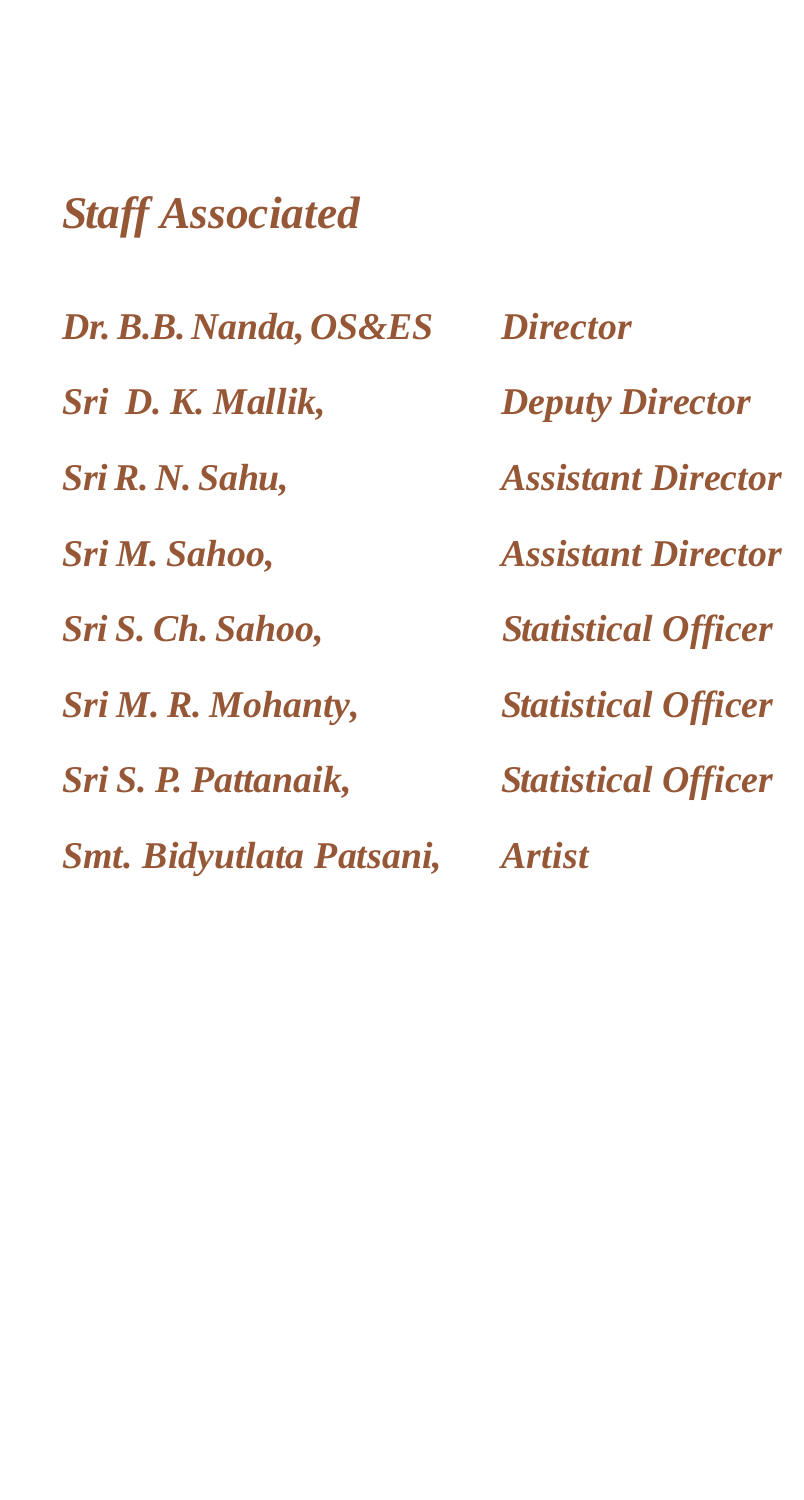## *Staff Associated*

| | |
|---|---|
| *Dr. B.B. Nanda, OS&ES* | *Director* |
| *Sri D. K. Mallik,* | *Deputy Director* |
| *Sri R. N. Sahu,* | *Assistant Director* |
| *Sri M. Sahoo,* | *Assistant Director* |
| *Sri S. Ch. Sahoo,* | *Statistical Officer* |
| *Sri M. R. Mohanty,* | *Statistical Officer* |
| *Sri S. P. Pattanaik,* | *Statistical Officer* |
| *Smt. Bidyutlata Patsani,* | *Artist* |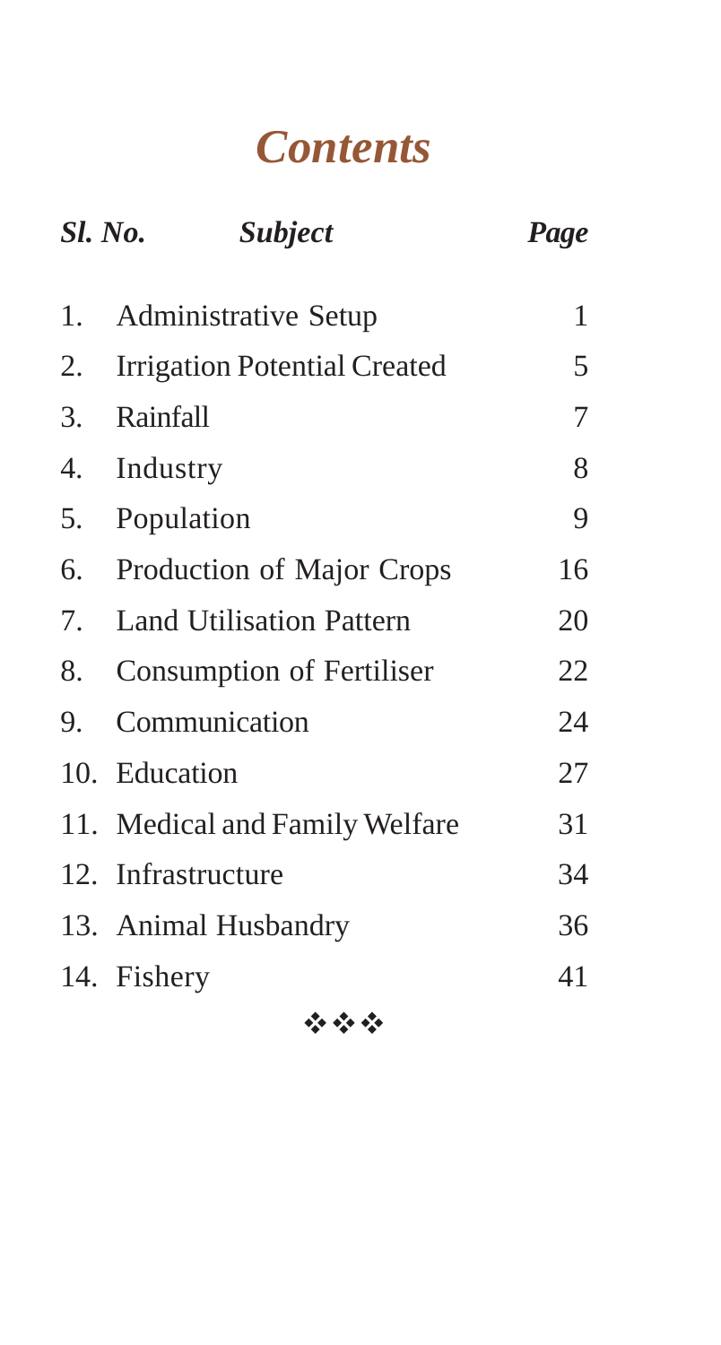# *Contents*

| *Sl. No.* | *Subject* | *Page* |
|---|---|---|
| 1. | Administrative Setup | 1 |
| 2. | Irrigation Potential Created | 5 |
| 3. | Rainfall | 7 |
| 4. | Industry | 8 |
| 5. | Population | 9 |
| 6. | Production of Major Crops | 16 |
| 7. | Land Utilisation Pattern | 20 |
| 8. | Consumption of Fertiliser | 22 |
| 9. | Communication | 24 |
| 10. | Education | 27 |
| 11. | Medical and Family Welfare | 31 |
| 12. | Infrastructure | 34 |
| 13. | Animal Husbandry | 36 |
| 14. | Fishery | 41 |

❖❖❖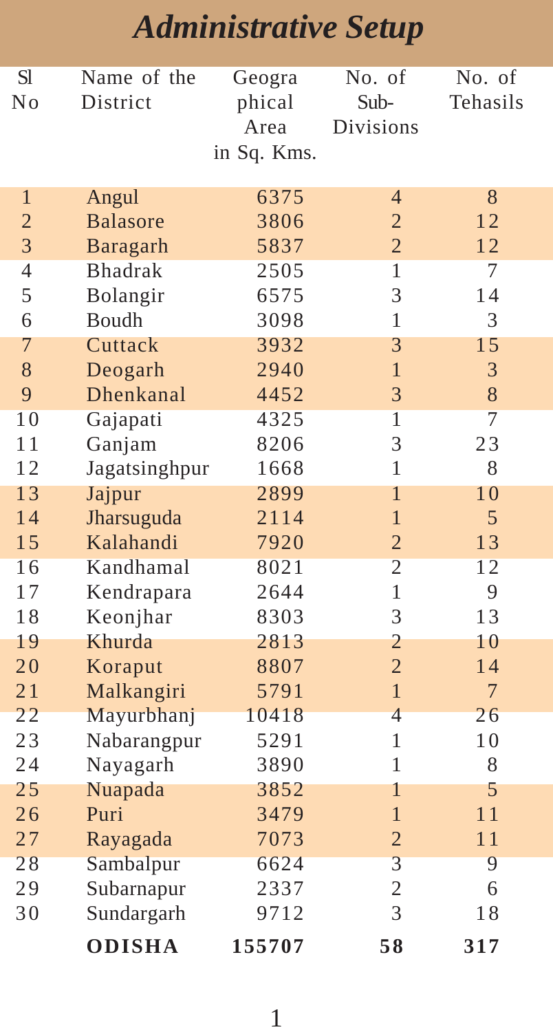# *Administrative Setup*

| Sl No | Name of the District | Geographical Area in Sq. Kms. | No. of Sub-Divisions | No. of Tehasils |
|---|---|---|---|---|
| 1 | Angul | 6375 | 4 | 8 |
| 2 | Balasore | 3806 | 2 | 12 |
| 3 | Baragarh | 5837 | 2 | 12 |
| 4 | Bhadrak | 2505 | 1 | 7 |
| 5 | Bolangir | 6575 | 3 | 14 |
| 6 | Boudh | 3098 | 1 | 3 |
| 7 | Cuttack | 3932 | 3 | 15 |
| 8 | Deogarh | 2940 | 1 | 3 |
| 9 | Dhenkanal | 4452 | 3 | 8 |
| 10 | Gajapati | 4325 | 1 | 7 |
| 11 | Ganjam | 8206 | 3 | 23 |
| 12 | Jagatsinghpur | 1668 | 1 | 8 |
| 13 | Jajpur | 2899 | 1 | 10 |
| 14 | Jharsuguda | 2114 | 1 | 5 |
| 15 | Kalahandi | 7920 | 2 | 13 |
| 16 | Kandhamal | 8021 | 2 | 12 |
| 17 | Kendrapara | 2644 | 1 | 9 |
| 18 | Keonjhar | 8303 | 3 | 13 |
| 19 | Khurda | 2813 | 2 | 10 |
| 20 | Koraput | 8807 | 2 | 14 |
| 21 | Malkangiri | 5791 | 1 | 7 |
| 22 | Mayurbhanj | 10418 | 4 | 26 |
| 23 | Nabarangpur | 5291 | 1 | 10 |
| 24 | Nayagarh | 3890 | 1 | 8 |
| 25 | Nuapada | 3852 | 1 | 5 |
| 26 | Puri | 3479 | 1 | 11 |
| 27 | Rayagada | 7073 | 2 | 11 |
| 28 | Sambalpur | 6624 | 3 | 9 |
| 29 | Subarnapur | 2337 | 2 | 6 |
| 30 | Sundargarh | 9712 | 3 | 18 |
| | **ODISHA** | **155707** | **58** | **317** |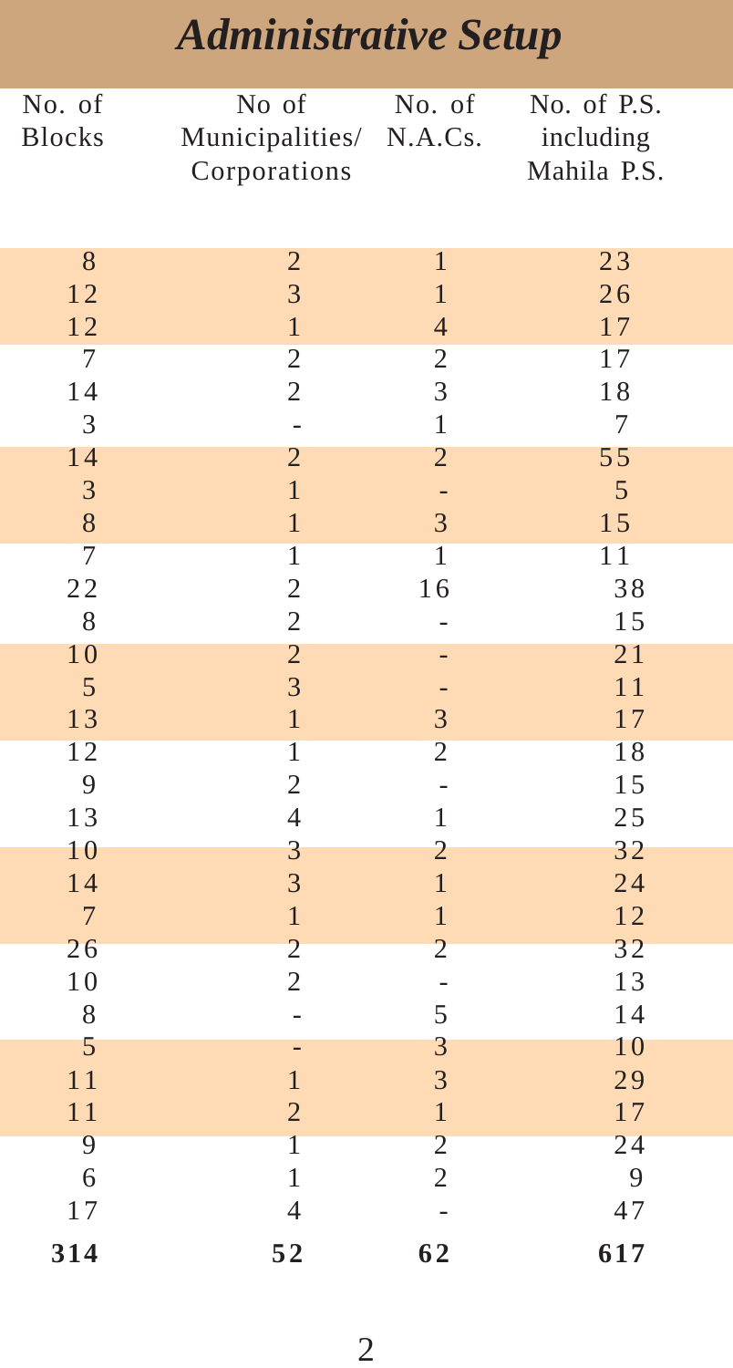# *Administrative Setup*

| No. of Blocks | No of Municipalities/ Corporations | No. of N.A.Cs. | No. of P.S. including Mahila P.S. |
|---|---|---|---|
| 8 | 2 | 1 | 23 |
| 12 | 3 | 1 | 26 |
| 12 | 1 | 4 | 17 |
| 7 | 2 | 2 | 17 |
| 14 | 2 | 3 | 18 |
| 3 | - | 1 | 7 |
| 14 | 2 | 2 | 55 |
| 3 | 1 | - | 5 |
| 8 | 1 | 3 | 15 |
| 7 | 1 | 1 | 11 |
| 22 | 2 | 16 | 38 |
| 8 | 2 | - | 15 |
| 10 | 2 | - | 21 |
| 5 | 3 | - | 11 |
| 13 | 1 | 3 | 17 |
| 12 | 1 | 2 | 18 |
| 9 | 2 | - | 15 |
| 13 | 4 | 1 | 25 |
| 10 | 3 | 2 | 32 |
| 14 | 3 | 1 | 24 |
| 7 | 1 | 1 | 12 |
| 26 | 2 | 2 | 32 |
| 10 | 2 | - | 13 |
| 8 | - | 5 | 14 |
| 5 | - | 3 | 10 |
| 11 | 1 | 3 | 29 |
| 11 | 2 | 1 | 17 |
| 9 | 1 | 2 | 24 |
| 6 | 1 | 2 | 9 |
| 17 | 4 | - | 47 |
| **314** | **52** | **62** | **617** |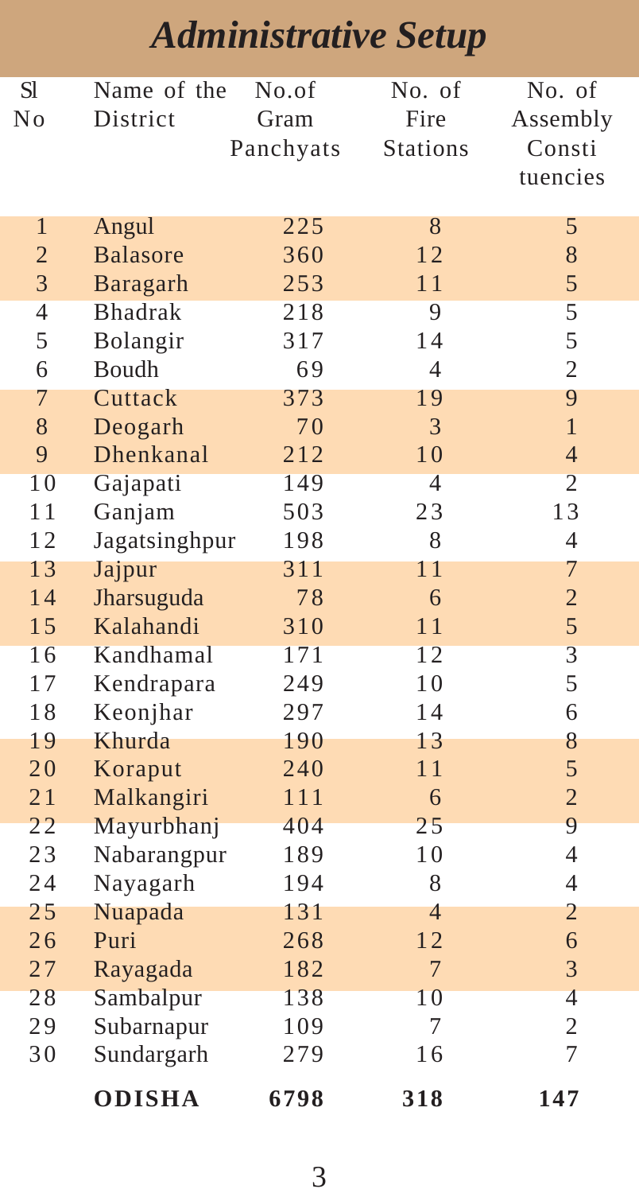# Administrative Setup

| Sl No | Name of the District | No.of Gram Panchyats | No. of Fire Stations | No. of Assembly Consti tuencies |
|---|---|---|---|---|
| 1 | Angul | 225 | 8 | 5 |
| 2 | Balasore | 360 | 12 | 8 |
| 3 | Baragarh | 253 | 11 | 5 |
| 4 | Bhadrak | 218 | 9 | 5 |
| 5 | Bolangir | 317 | 14 | 5 |
| 6 | Boudh | 69 | 4 | 2 |
| 7 | Cuttack | 373 | 19 | 9 |
| 8 | Deogarh | 70 | 3 | 1 |
| 9 | Dhenkanal | 212 | 10 | 4 |
| 10 | Gajapati | 149 | 4 | 2 |
| 11 | Ganjam | 503 | 23 | 13 |
| 12 | Jagatsinghpur | 198 | 8 | 4 |
| 13 | Jajpur | 311 | 11 | 7 |
| 14 | Jharsuguda | 78 | 6 | 2 |
| 15 | Kalahandi | 310 | 11 | 5 |
| 16 | Kandhamal | 171 | 12 | 3 |
| 17 | Kendrapara | 249 | 10 | 5 |
| 18 | Keonjhar | 297 | 14 | 6 |
| 19 | Khurda | 190 | 13 | 8 |
| 20 | Koraput | 240 | 11 | 5 |
| 21 | Malkangiri | 111 | 6 | 2 |
| 22 | Mayurbhanj | 404 | 25 | 9 |
| 23 | Nabarangpur | 189 | 10 | 4 |
| 24 | Nayagarh | 194 | 8 | 4 |
| 25 | Nuapada | 131 | 4 | 2 |
| 26 | Puri | 268 | 12 | 6 |
| 27 | Rayagada | 182 | 7 | 3 |
| 28 | Sambalpur | 138 | 10 | 4 |
| 29 | Subarnapur | 109 | 7 | 2 |
| 30 | Sundargarh | 279 | 16 | 7 |
| | **ODISHA** | **6798** | **318** | **147** |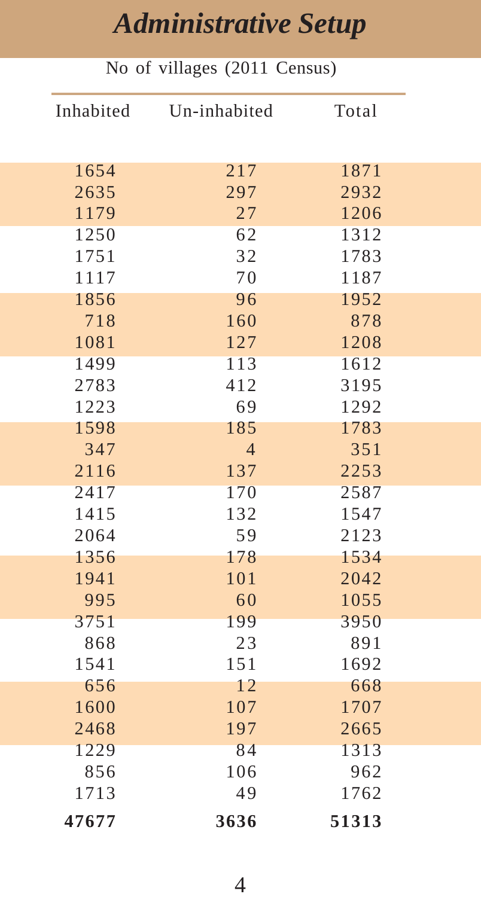## Administrative Setup

No of villages (2011 Census)

| Inhabited | Un-inhabited | Total |
|---|---|---|
| 1654 | 217 | 1871 |
| 2635 | 297 | 2932 |
| 1179 | 27 | 1206 |
| 1250 | 62 | 1312 |
| 1751 | 32 | 1783 |
| 1117 | 70 | 1187 |
| 1856 | 96 | 1952 |
| 718 | 160 | 878 |
| 1081 | 127 | 1208 |
| 1499 | 113 | 1612 |
| 2783 | 412 | 3195 |
| 1223 | 69 | 1292 |
| 1598 | 185 | 1783 |
| 347 | 4 | 351 |
| 2116 | 137 | 2253 |
| 2417 | 170 | 2587 |
| 1415 | 132 | 1547 |
| 2064 | 59 | 2123 |
| 1356 | 178 | 1534 |
| 1941 | 101 | 2042 |
| 995 | 60 | 1055 |
| 3751 | 199 | 3950 |
| 868 | 23 | 891 |
| 1541 | 151 | 1692 |
| 656 | 12 | 668 |
| 1600 | 107 | 1707 |
| 2468 | 197 | 2665 |
| 1229 | 84 | 1313 |
| 856 | 106 | 962 |
| 1713 | 49 | 1762 |
| **47677** | **3636** | **51313** |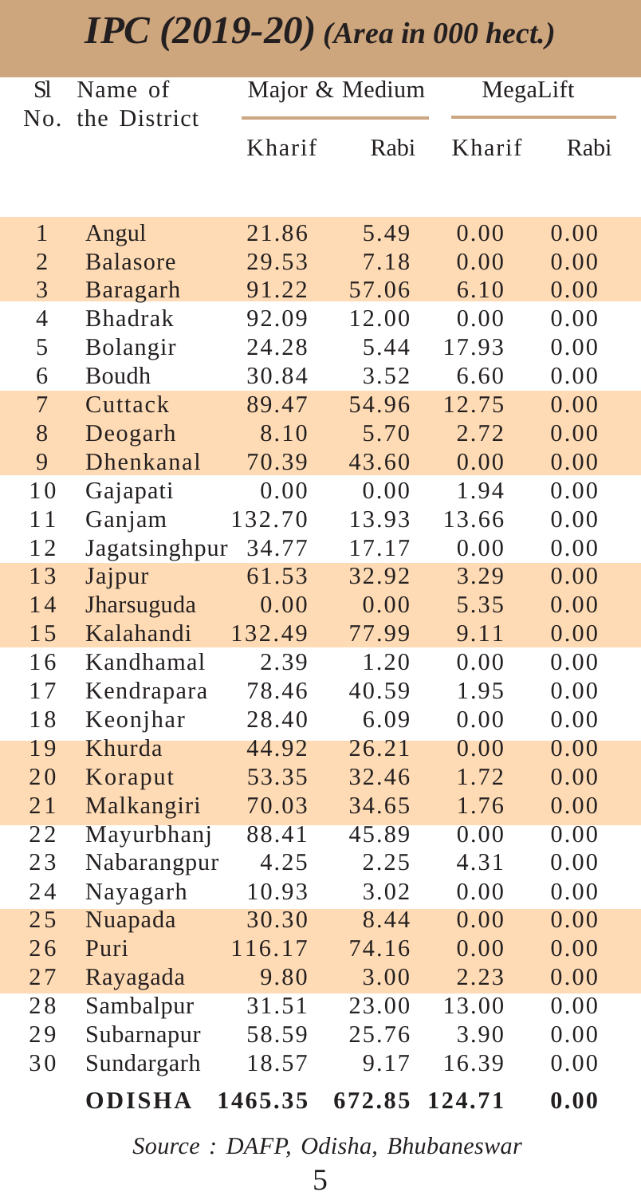# *IPC (2019-20) (Area in 000 hect.)*

| Sl No. | Name of the District | Major & Medium | | MegaLift | |
|---|---|---|---|---|---|
| | | Kharif | Rabi | Kharif | Rabi |
| 1 | Angul | 21.86 | 5.49 | 0.00 | 0.00 |
| 2 | Balasore | 29.53 | 7.18 | 0.00 | 0.00 |
| 3 | Baragarh | 91.22 | 57.06 | 6.10 | 0.00 |
| 4 | Bhadrak | 92.09 | 12.00 | 0.00 | 0.00 |
| 5 | Bolangir | 24.28 | 5.44 | 17.93 | 0.00 |
| 6 | Boudh | 30.84 | 3.52 | 6.60 | 0.00 |
| 7 | Cuttack | 89.47 | 54.96 | 12.75 | 0.00 |
| 8 | Deogarh | 8.10 | 5.70 | 2.72 | 0.00 |
| 9 | Dhenkanal | 70.39 | 43.60 | 0.00 | 0.00 |
| 10 | Gajapati | 0.00 | 0.00 | 1.94 | 0.00 |
| 11 | Ganjam | 132.70 | 13.93 | 13.66 | 0.00 |
| 12 | Jagatsinghpur | 34.77 | 17.17 | 0.00 | 0.00 |
| 13 | Jajpur | 61.53 | 32.92 | 3.29 | 0.00 |
| 14 | Jharsuguda | 0.00 | 0.00 | 5.35 | 0.00 |
| 15 | Kalahandi | 132.49 | 77.99 | 9.11 | 0.00 |
| 16 | Kandhamal | 2.39 | 1.20 | 0.00 | 0.00 |
| 17 | Kendrapara | 78.46 | 40.59 | 1.95 | 0.00 |
| 18 | Keonjhar | 28.40 | 6.09 | 0.00 | 0.00 |
| 19 | Khurda | 44.92 | 26.21 | 0.00 | 0.00 |
| 20 | Koraput | 53.35 | 32.46 | 1.72 | 0.00 |
| 21 | Malkangiri | 70.03 | 34.65 | 1.76 | 0.00 |
| 22 | Mayurbhanj | 88.41 | 45.89 | 0.00 | 0.00 |
| 23 | Nabarangpur | 4.25 | 2.25 | 4.31 | 0.00 |
| 24 | Nayagarh | 10.93 | 3.02 | 0.00 | 0.00 |
| 25 | Nuapada | 30.30 | 8.44 | 0.00 | 0.00 |
| 26 | Puri | 116.17 | 74.16 | 0.00 | 0.00 |
| 27 | Rayagada | 9.80 | 3.00 | 2.23 | 0.00 |
| 28 | Sambalpur | 31.51 | 23.00 | 13.00 | 0.00 |
| 29 | Subarnapur | 58.59 | 25.76 | 3.90 | 0.00 |
| 30 | Sundargarh | 18.57 | 9.17 | 16.39 | 0.00 |
| | **ODISHA** | **1465.35** | **672.85** | **124.71** | **0.00** |

*Source : DAFP, Odisha, Bhubaneswar*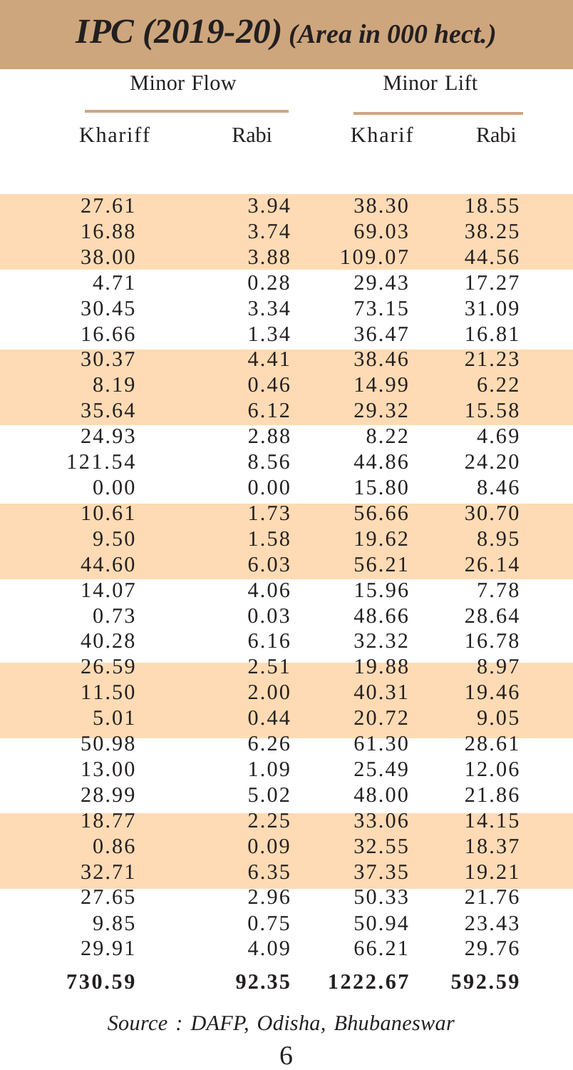# *IPC (2019-20) (Area in 000 hect.)*

| Minor Flow | | Minor Lift | |
|---|---|---|---|
| Khariff | Rabi | Kharif | Rabi |
| 27.61 | 3.94 | 38.30 | 18.55 |
| 16.88 | 3.74 | 69.03 | 38.25 |
| 38.00 | 3.88 | 109.07 | 44.56 |
| 4.71 | 0.28 | 29.43 | 17.27 |
| 30.45 | 3.34 | 73.15 | 31.09 |
| 16.66 | 1.34 | 36.47 | 16.81 |
| 30.37 | 4.41 | 38.46 | 21.23 |
| 8.19 | 0.46 | 14.99 | 6.22 |
| 35.64 | 6.12 | 29.32 | 15.58 |
| 24.93 | 2.88 | 8.22 | 4.69 |
| 121.54 | 8.56 | 44.86 | 24.20 |
| 0.00 | 0.00 | 15.80 | 8.46 |
| 10.61 | 1.73 | 56.66 | 30.70 |
| 9.50 | 1.58 | 19.62 | 8.95 |
| 44.60 | 6.03 | 56.21 | 26.14 |
| 14.07 | 4.06 | 15.96 | 7.78 |
| 0.73 | 0.03 | 48.66 | 28.64 |
| 40.28 | 6.16 | 32.32 | 16.78 |
| 26.59 | 2.51 | 19.88 | 8.97 |
| 11.50 | 2.00 | 40.31 | 19.46 |
| 5.01 | 0.44 | 20.72 | 9.05 |
| 50.98 | 6.26 | 61.30 | 28.61 |
| 13.00 | 1.09 | 25.49 | 12.06 |
| 28.99 | 5.02 | 48.00 | 21.86 |
| 18.77 | 2.25 | 33.06 | 14.15 |
| 0.86 | 0.09 | 32.55 | 18.37 |
| 32.71 | 6.35 | 37.35 | 19.21 |
| 27.65 | 2.96 | 50.33 | 21.76 |
| 9.85 | 0.75 | 50.94 | 23.43 |
| 29.91 | 4.09 | 66.21 | 29.76 |
| **730.59** | **92.35** | **1222.67** | **592.59** |

*Source : DAFP, Odisha, Bhubaneswar*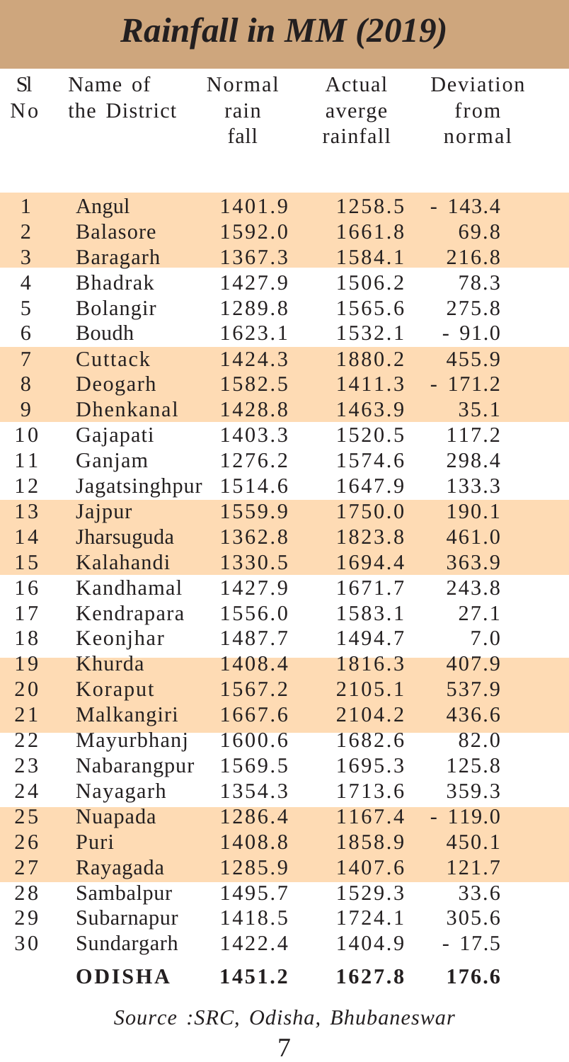# *Rainfall in MM (2019)*

| Sl No | Name of the District | Normal rain fall | Actual averge rainfall | Deviation from normal |
|---|---|---|---|---|
| 1 | Angul | 1401.9 | 1258.5 | - 143.4 |
| 2 | Balasore | 1592.0 | 1661.8 | 69.8 |
| 3 | Baragarh | 1367.3 | 1584.1 | 216.8 |
| 4 | Bhadrak | 1427.9 | 1506.2 | 78.3 |
| 5 | Bolangir | 1289.8 | 1565.6 | 275.8 |
| 6 | Boudh | 1623.1 | 1532.1 | - 91.0 |
| 7 | Cuttack | 1424.3 | 1880.2 | 455.9 |
| 8 | Deogarh | 1582.5 | 1411.3 | - 171.2 |
| 9 | Dhenkanal | 1428.8 | 1463.9 | 35.1 |
| 10 | Gajapati | 1403.3 | 1520.5 | 117.2 |
| 11 | Ganjam | 1276.2 | 1574.6 | 298.4 |
| 12 | Jagatsinghpur | 1514.6 | 1647.9 | 133.3 |
| 13 | Jajpur | 1559.9 | 1750.0 | 190.1 |
| 14 | Jharsuguda | 1362.8 | 1823.8 | 461.0 |
| 15 | Kalahandi | 1330.5 | 1694.4 | 363.9 |
| 16 | Kandhamal | 1427.9 | 1671.7 | 243.8 |
| 17 | Kendrapara | 1556.0 | 1583.1 | 27.1 |
| 18 | Keonjhar | 1487.7 | 1494.7 | 7.0 |
| 19 | Khurda | 1408.4 | 1816.3 | 407.9 |
| 20 | Koraput | 1567.2 | 2105.1 | 537.9 |
| 21 | Malkangiri | 1667.6 | 2104.2 | 436.6 |
| 22 | Mayurbhanj | 1600.6 | 1682.6 | 82.0 |
| 23 | Nabarangpur | 1569.5 | 1695.3 | 125.8 |
| 24 | Nayagarh | 1354.3 | 1713.6 | 359.3 |
| 25 | Nuapada | 1286.4 | 1167.4 | - 119.0 |
| 26 | Puri | 1408.8 | 1858.9 | 450.1 |
| 27 | Rayagada | 1285.9 | 1407.6 | 121.7 |
| 28 | Sambalpur | 1495.7 | 1529.3 | 33.6 |
| 29 | Subarnapur | 1418.5 | 1724.1 | 305.6 |
| 30 | Sundargarh | 1422.4 | 1404.9 | - 17.5 |
| | **ODISHA** | **1451.2** | **1627.8** | **176.6** |

*Source :SRC, Odisha, Bhubaneswar*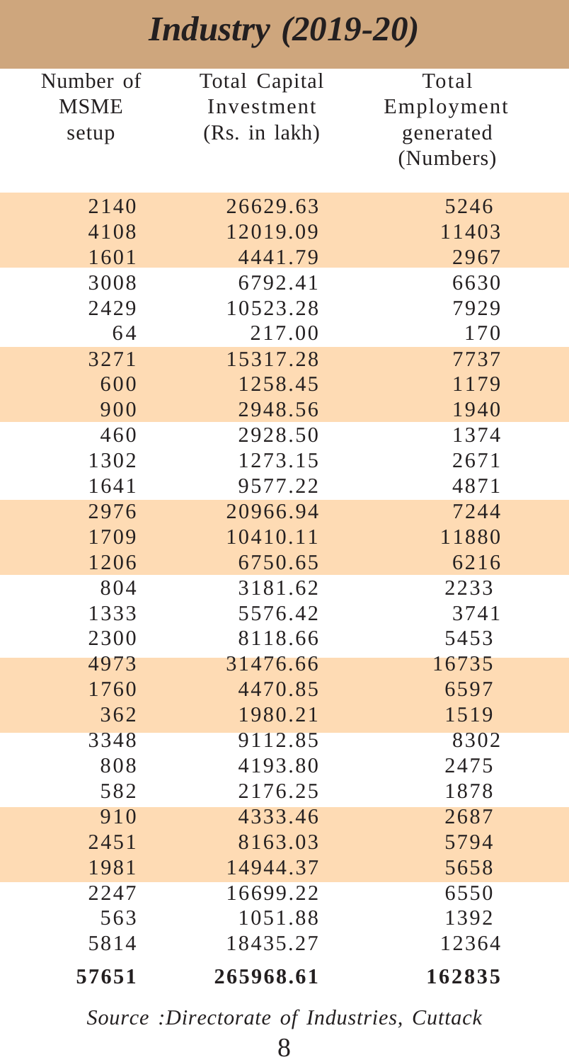# *Industry (2019-20)*

| Number of MSME setup | Total Capital Investment (Rs. in lakh) | Total Employment generated (Numbers) |
|---|---|---|
| 2140 | 26629.63 | 5246 |
| 4108 | 12019.09 | 11403 |
| 1601 | 4441.79 | 2967 |
| 3008 | 6792.41 | 6630 |
| 2429 | 10523.28 | 7929 |
| 64 | 217.00 | 170 |
| 3271 | 15317.28 | 7737 |
| 600 | 1258.45 | 1179 |
| 900 | 2948.56 | 1940 |
| 460 | 2928.50 | 1374 |
| 1302 | 1273.15 | 2671 |
| 1641 | 9577.22 | 4871 |
| 2976 | 20966.94 | 7244 |
| 1709 | 10410.11 | 11880 |
| 1206 | 6750.65 | 6216 |
| 804 | 3181.62 | 2233 |
| 1333 | 5576.42 | 3741 |
| 2300 | 8118.66 | 5453 |
| 4973 | 31476.66 | 16735 |
| 1760 | 4470.85 | 6597 |
| 362 | 1980.21 | 1519 |
| 3348 | 9112.85 | 8302 |
| 808 | 4193.80 | 2475 |
| 582 | 2176.25 | 1878 |
| 910 | 4333.46 | 2687 |
| 2451 | 8163.03 | 5794 |
| 1981 | 14944.37 | 5658 |
| 2247 | 16699.22 | 6550 |
| 563 | 1051.88 | 1392 |
| 5814 | 18435.27 | 12364 |
| **57651** | **265968.61** | **162835** |

*Source :Directorate of Industries, Cuttack*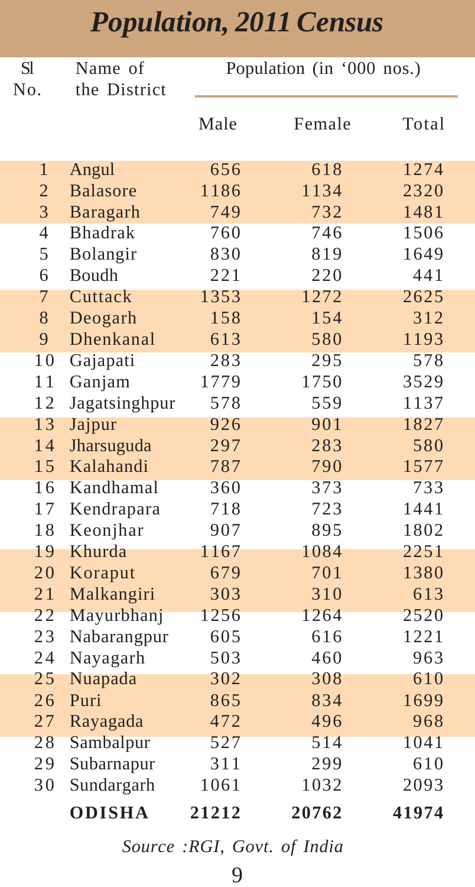# *Population, 2011 Census*

| Sl No. | Name of the District | Population (in '000 nos.) | | |
|---|---|---|---|---|
| | | Male | Female | Total |
| 1 | Angul | 656 | 618 | 1274 |
| 2 | Balasore | 1186 | 1134 | 2320 |
| 3 | Baragarh | 749 | 732 | 1481 |
| 4 | Bhadrak | 760 | 746 | 1506 |
| 5 | Bolangir | 830 | 819 | 1649 |
| 6 | Boudh | 221 | 220 | 441 |
| 7 | Cuttack | 1353 | 1272 | 2625 |
| 8 | Deogarh | 158 | 154 | 312 |
| 9 | Dhenkanal | 613 | 580 | 1193 |
| 10 | Gajapati | 283 | 295 | 578 |
| 11 | Ganjam | 1779 | 1750 | 3529 |
| 12 | Jagatsinghpur | 578 | 559 | 1137 |
| 13 | Jajpur | 926 | 901 | 1827 |
| 14 | Jharsuguda | 297 | 283 | 580 |
| 15 | Kalahandi | 787 | 790 | 1577 |
| 16 | Kandhamal | 360 | 373 | 733 |
| 17 | Kendrapara | 718 | 723 | 1441 |
| 18 | Keonjhar | 907 | 895 | 1802 |
| 19 | Khurda | 1167 | 1084 | 2251 |
| 20 | Koraput | 679 | 701 | 1380 |
| 21 | Malkangiri | 303 | 310 | 613 |
| 22 | Mayurbhanj | 1256 | 1264 | 2520 |
| 23 | Nabarangpur | 605 | 616 | 1221 |
| 24 | Nayagarh | 503 | 460 | 963 |
| 25 | Nuapada | 302 | 308 | 610 |
| 26 | Puri | 865 | 834 | 1699 |
| 27 | Rayagada | 472 | 496 | 968 |
| 28 | Sambalpur | 527 | 514 | 1041 |
| 29 | Subarnapur | 311 | 299 | 610 |
| 30 | Sundargarh | 1061 | 1032 | 2093 |
| | **ODISHA** | **21212** | **20762** | **41974** |

*Source :RGI, Govt. of India*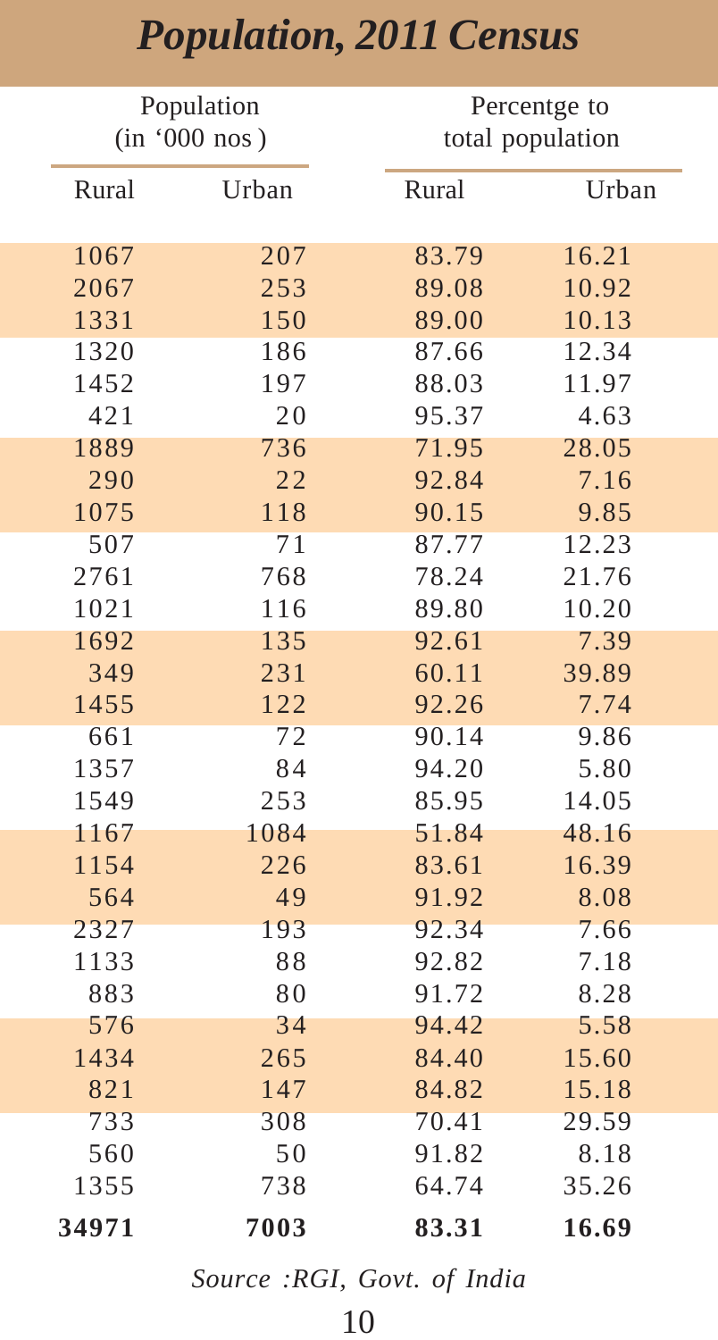# *Population, 2011 Census*

| Population (in '000 nos) | | Percentge to total population | |
|---|---|---|---|
| Rural | Urban | Rural | Urban |
| 1067 | 207 | 83.79 | 16.21 |
| 2067 | 253 | 89.08 | 10.92 |
| 1331 | 150 | 89.00 | 10.13 |
| 1320 | 186 | 87.66 | 12.34 |
| 1452 | 197 | 88.03 | 11.97 |
| 421 | 20 | 95.37 | 4.63 |
| 1889 | 736 | 71.95 | 28.05 |
| 290 | 22 | 92.84 | 7.16 |
| 1075 | 118 | 90.15 | 9.85 |
| 507 | 71 | 87.77 | 12.23 |
| 2761 | 768 | 78.24 | 21.76 |
| 1021 | 116 | 89.80 | 10.20 |
| 1692 | 135 | 92.61 | 7.39 |
| 349 | 231 | 60.11 | 39.89 |
| 1455 | 122 | 92.26 | 7.74 |
| 661 | 72 | 90.14 | 9.86 |
| 1357 | 84 | 94.20 | 5.80 |
| 1549 | 253 | 85.95 | 14.05 |
| 1167 | 1084 | 51.84 | 48.16 |
| 1154 | 226 | 83.61 | 16.39 |
| 564 | 49 | 91.92 | 8.08 |
| 2327 | 193 | 92.34 | 7.66 |
| 1133 | 88 | 92.82 | 7.18 |
| 883 | 80 | 91.72 | 8.28 |
| 576 | 34 | 94.42 | 5.58 |
| 1434 | 265 | 84.40 | 15.60 |
| 821 | 147 | 84.82 | 15.18 |
| 733 | 308 | 70.41 | 29.59 |
| 560 | 50 | 91.82 | 8.18 |
| 1355 | 738 | 64.74 | 35.26 |
| **34971** | **7003** | **83.31** | **16.69** |

*Source :RGI, Govt. of India*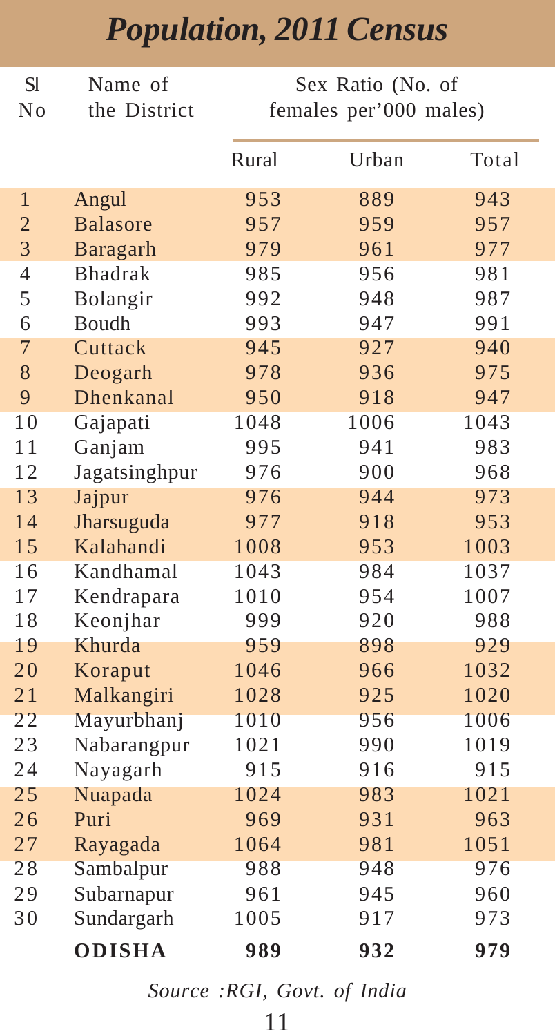# *Population, 2011 Census*

| Sl No | Name of the District | Sex Ratio (No. of females per'000 males) | | |
|---|---|---|---|---|
| | | Rural | Urban | Total |
| 1 | Angul | 953 | 889 | 943 |
| 2 | Balasore | 957 | 959 | 957 |
| 3 | Baragarh | 979 | 961 | 977 |
| 4 | Bhadrak | 985 | 956 | 981 |
| 5 | Bolangir | 992 | 948 | 987 |
| 6 | Boudh | 993 | 947 | 991 |
| 7 | Cuttack | 945 | 927 | 940 |
| 8 | Deogarh | 978 | 936 | 975 |
| 9 | Dhenkanal | 950 | 918 | 947 |
| 10 | Gajapati | 1048 | 1006 | 1043 |
| 11 | Ganjam | 995 | 941 | 983 |
| 12 | Jagatsinghpur | 976 | 900 | 968 |
| 13 | Jajpur | 976 | 944 | 973 |
| 14 | Jharsuguda | 977 | 918 | 953 |
| 15 | Kalahandi | 1008 | 953 | 1003 |
| 16 | Kandhamal | 1043 | 984 | 1037 |
| 17 | Kendrapara | 1010 | 954 | 1007 |
| 18 | Keonjhar | 999 | 920 | 988 |
| 19 | Khurda | 959 | 898 | 929 |
| 20 | Koraput | 1046 | 966 | 1032 |
| 21 | Malkangiri | 1028 | 925 | 1020 |
| 22 | Mayurbhanj | 1010 | 956 | 1006 |
| 23 | Nabarangpur | 1021 | 990 | 1019 |
| 24 | Nayagarh | 915 | 916 | 915 |
| 25 | Nuapada | 1024 | 983 | 1021 |
| 26 | Puri | 969 | 931 | 963 |
| 27 | Rayagada | 1064 | 981 | 1051 |
| 28 | Sambalpur | 988 | 948 | 976 |
| 29 | Subarnapur | 961 | 945 | 960 |
| 30 | Sundargarh | 1005 | 917 | 973 |
| | **ODISHA** | **989** | **932** | **979** |

*Source :RGI, Govt. of India*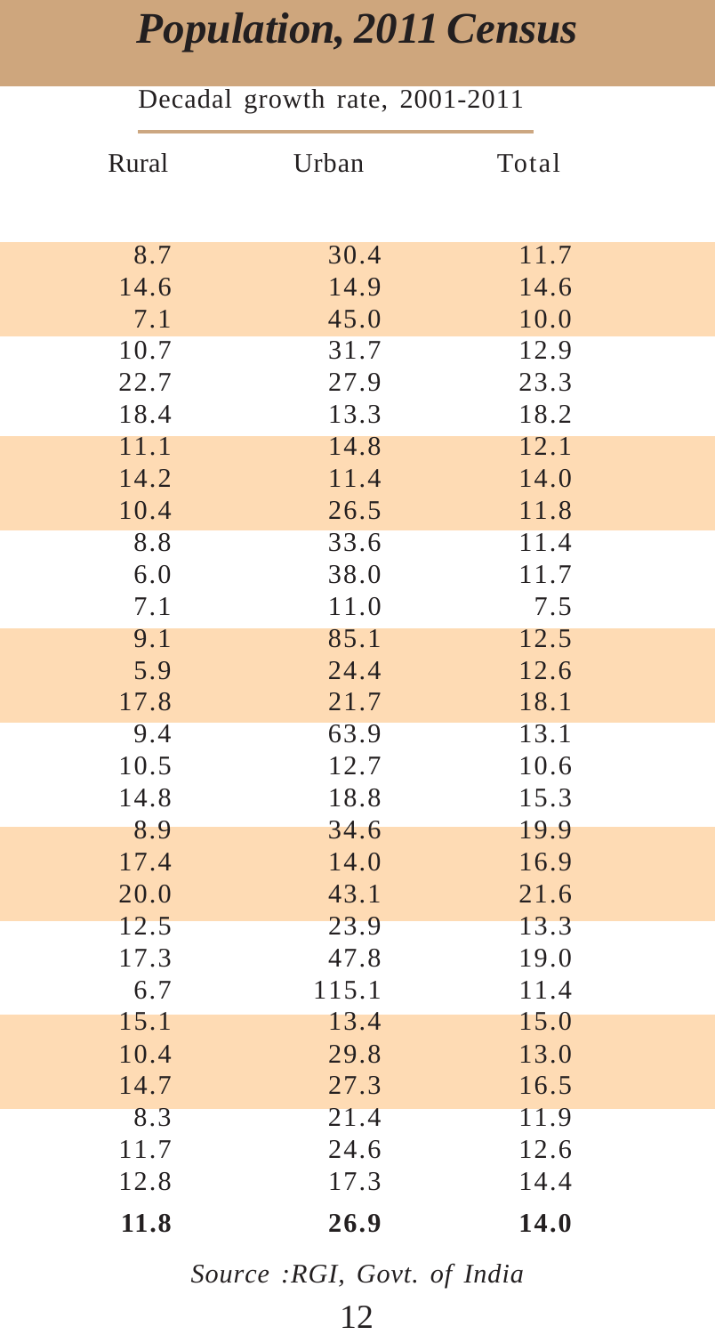# Population, 2011 Census

| Decadal growth rate, 2001-2011 | | |
|---|---|---|
| Rural | Urban | Total |
| 8.7 | 30.4 | 11.7 |
| 14.6 | 14.9 | 14.6 |
| 7.1 | 45.0 | 10.0 |
| 10.7 | 31.7 | 12.9 |
| 22.7 | 27.9 | 23.3 |
| 18.4 | 13.3 | 18.2 |
| 11.1 | 14.8 | 12.1 |
| 14.2 | 11.4 | 14.0 |
| 10.4 | 26.5 | 11.8 |
| 8.8 | 33.6 | 11.4 |
| 6.0 | 38.0 | 11.7 |
| 7.1 | 11.0 | 7.5 |
| 9.1 | 85.1 | 12.5 |
| 5.9 | 24.4 | 12.6 |
| 17.8 | 21.7 | 18.1 |
| 9.4 | 63.9 | 13.1 |
| 10.5 | 12.7 | 10.6 |
| 14.8 | 18.8 | 15.3 |
| 8.9 | 34.6 | 19.9 |
| 17.4 | 14.0 | 16.9 |
| 20.0 | 43.1 | 21.6 |
| 12.5 | 23.9 | 13.3 |
| 17.3 | 47.8 | 19.0 |
| 6.7 | 115.1 | 11.4 |
| 15.1 | 13.4 | 15.0 |
| 10.4 | 29.8 | 13.0 |
| 14.7 | 27.3 | 16.5 |
| 8.3 | 21.4 | 11.9 |
| 11.7 | 24.6 | 12.6 |
| 12.8 | 17.3 | 14.4 |
| **11.8** | **26.9** | **14.0** |

*Source :RGI, Govt. of India*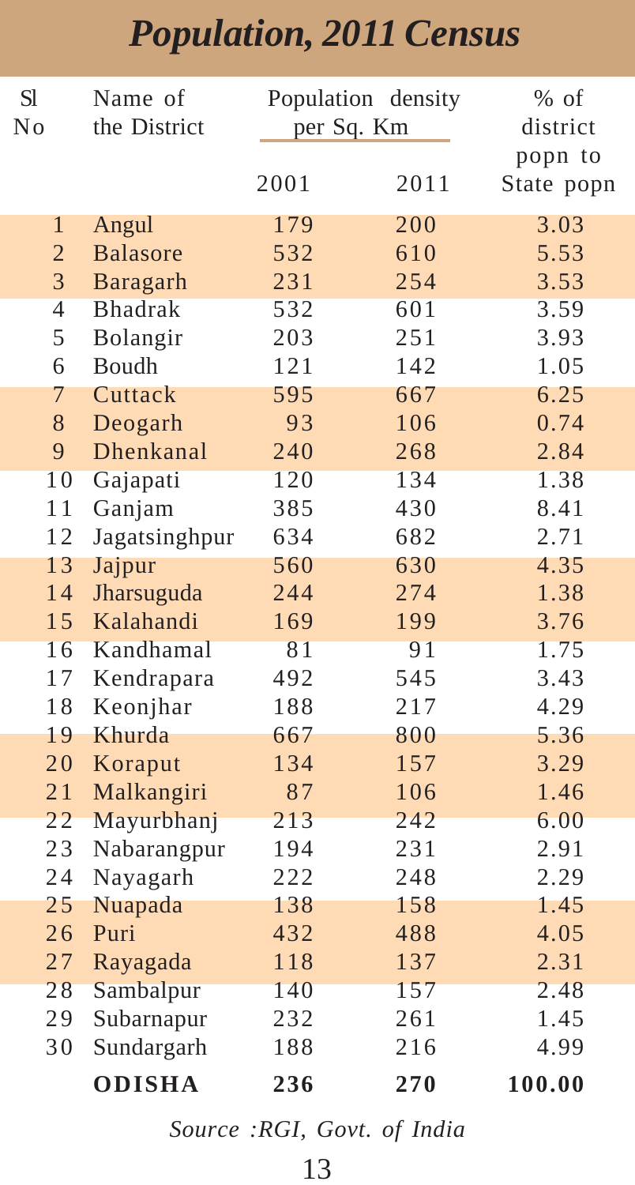# *Population, 2011 Census*

| Sl No | Name of the District | Population density per Sq. Km | | % of district popn to State popn |
|---|---|---|---|---|
| | | 2001 | 2011 | |
| 1 | Angul | 179 | 200 | 3.03 |
| 2 | Balasore | 532 | 610 | 5.53 |
| 3 | Baragarh | 231 | 254 | 3.53 |
| 4 | Bhadrak | 532 | 601 | 3.59 |
| 5 | Bolangir | 203 | 251 | 3.93 |
| 6 | Boudh | 121 | 142 | 1.05 |
| 7 | Cuttack | 595 | 667 | 6.25 |
| 8 | Deogarh | 93 | 106 | 0.74 |
| 9 | Dhenkanal | 240 | 268 | 2.84 |
| 10 | Gajapati | 120 | 134 | 1.38 |
| 11 | Ganjam | 385 | 430 | 8.41 |
| 12 | Jagatsinghpur | 634 | 682 | 2.71 |
| 13 | Jajpur | 560 | 630 | 4.35 |
| 14 | Jharsuguda | 244 | 274 | 1.38 |
| 15 | Kalahandi | 169 | 199 | 3.76 |
| 16 | Kandhamal | 81 | 91 | 1.75 |
| 17 | Kendrapara | 492 | 545 | 3.43 |
| 18 | Keonjhar | 188 | 217 | 4.29 |
| 19 | Khurda | 667 | 800 | 5.36 |
| 20 | Koraput | 134 | 157 | 3.29 |
| 21 | Malkangiri | 87 | 106 | 1.46 |
| 22 | Mayurbhanj | 213 | 242 | 6.00 |
| 23 | Nabarangpur | 194 | 231 | 2.91 |
| 24 | Nayagarh | 222 | 248 | 2.29 |
| 25 | Nuapada | 138 | 158 | 1.45 |
| 26 | Puri | 432 | 488 | 4.05 |
| 27 | Rayagada | 118 | 137 | 2.31 |
| 28 | Sambalpur | 140 | 157 | 2.48 |
| 29 | Subarnapur | 232 | 261 | 1.45 |
| 30 | Sundargarh | 188 | 216 | 4.99 |
| | **ODISHA** | **236** | **270** | **100.00** |

*Source :RGI, Govt. of India*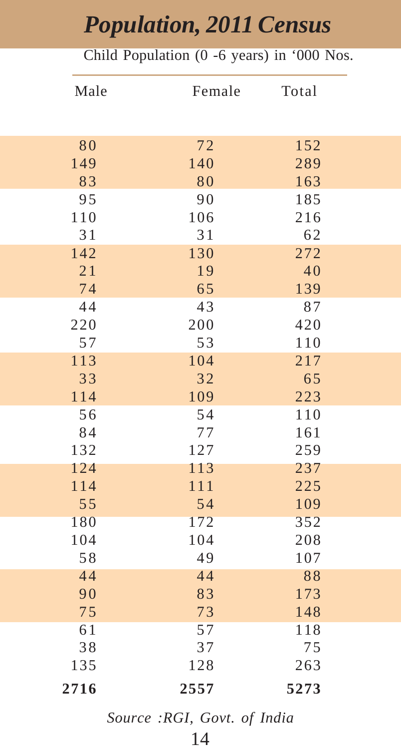# Population, 2011 Census

Child Population (0 -6 years) in '000 Nos.

| Male | Female | Total |
|---|---|---|
| 80 | 72 | 152 |
| 149 | 140 | 289 |
| 83 | 80 | 163 |
| 95 | 90 | 185 |
| 110 | 106 | 216 |
| 31 | 31 | 62 |
| 142 | 130 | 272 |
| 21 | 19 | 40 |
| 74 | 65 | 139 |
| 44 | 43 | 87 |
| 220 | 200 | 420 |
| 57 | 53 | 110 |
| 113 | 104 | 217 |
| 33 | 32 | 65 |
| 114 | 109 | 223 |
| 56 | 54 | 110 |
| 84 | 77 | 161 |
| 132 | 127 | 259 |
| 124 | 113 | 237 |
| 114 | 111 | 225 |
| 55 | 54 | 109 |
| 180 | 172 | 352 |
| 104 | 104 | 208 |
| 58 | 49 | 107 |
| 44 | 44 | 88 |
| 90 | 83 | 173 |
| 75 | 73 | 148 |
| 61 | 57 | 118 |
| 38 | 37 | 75 |
| 135 | 128 | 263 |
| **2716** | **2557** | **5273** |

*Source :RGI, Govt. of India*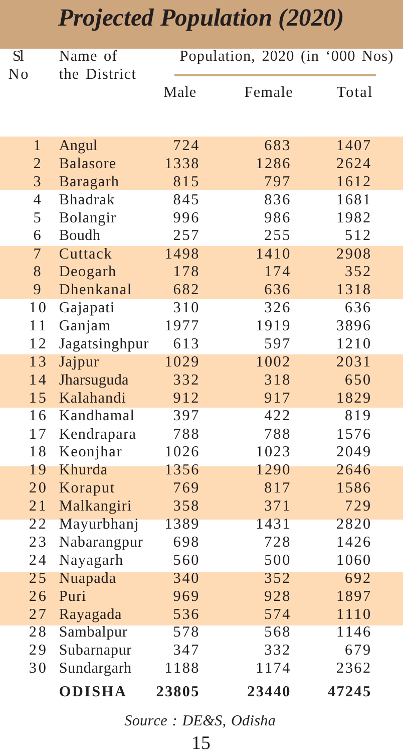# *Projected Population (2020)*

| Sl No | Name of the District | Population, 2020 (in '000 Nos) | | |
|---|---|---|---|---|
| | | Male | Female | Total |
| 1 | Angul | 724 | 683 | 1407 |
| 2 | Balasore | 1338 | 1286 | 2624 |
| 3 | Baragarh | 815 | 797 | 1612 |
| 4 | Bhadrak | 845 | 836 | 1681 |
| 5 | Bolangir | 996 | 986 | 1982 |
| 6 | Boudh | 257 | 255 | 512 |
| 7 | Cuttack | 1498 | 1410 | 2908 |
| 8 | Deogarh | 178 | 174 | 352 |
| 9 | Dhenkanal | 682 | 636 | 1318 |
| 10 | Gajapati | 310 | 326 | 636 |
| 11 | Ganjam | 1977 | 1919 | 3896 |
| 12 | Jagatsinghpur | 613 | 597 | 1210 |
| 13 | Jajpur | 1029 | 1002 | 2031 |
| 14 | Jharsuguda | 332 | 318 | 650 |
| 15 | Kalahandi | 912 | 917 | 1829 |
| 16 | Kandhamal | 397 | 422 | 819 |
| 17 | Kendrapara | 788 | 788 | 1576 |
| 18 | Keonjhar | 1026 | 1023 | 2049 |
| 19 | Khurda | 1356 | 1290 | 2646 |
| 20 | Koraput | 769 | 817 | 1586 |
| 21 | Malkangiri | 358 | 371 | 729 |
| 22 | Mayurbhanj | 1389 | 1431 | 2820 |
| 23 | Nabarangpur | 698 | 728 | 1426 |
| 24 | Nayagarh | 560 | 500 | 1060 |
| 25 | Nuapada | 340 | 352 | 692 |
| 26 | Puri | 969 | 928 | 1897 |
| 27 | Rayagada | 536 | 574 | 1110 |
| 28 | Sambalpur | 578 | 568 | 1146 |
| 29 | Subarnapur | 347 | 332 | 679 |
| 30 | Sundargarh | 1188 | 1174 | 2362 |
| | **ODISHA** | **23805** | **23440** | **47245** |

*Source : DE&S, Odisha*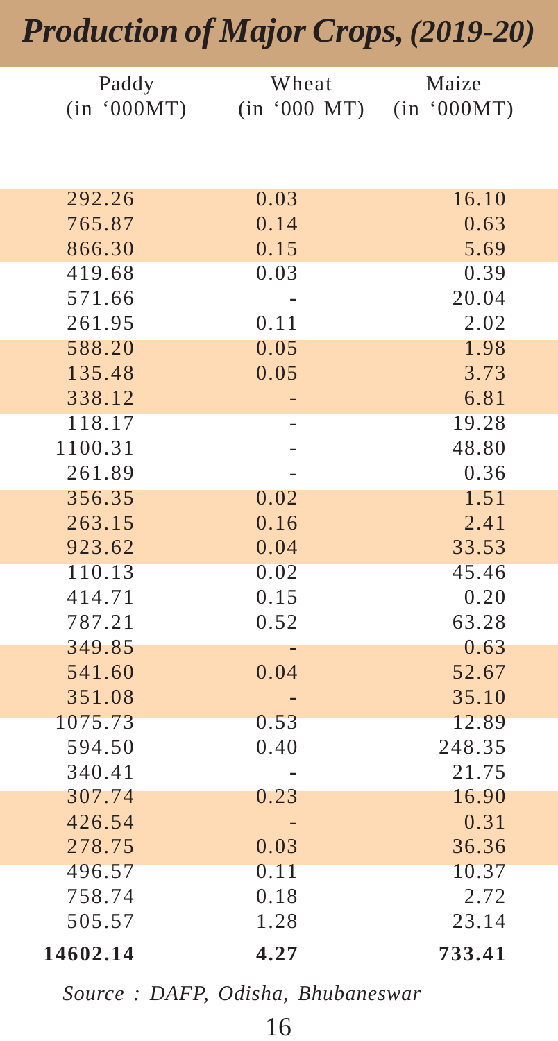# Production of Major Crops, (2019-20)

| Paddy (in '000MT) | Wheat (in '000 MT) | Maize (in '000MT) |
|---|---|---|
| 292.26 | 0.03 | 16.10 |
| 765.87 | 0.14 | 0.63 |
| 866.30 | 0.15 | 5.69 |
| 419.68 | 0.03 | 0.39 |
| 571.66 | - | 20.04 |
| 261.95 | 0.11 | 2.02 |
| 588.20 | 0.05 | 1.98 |
| 135.48 | 0.05 | 3.73 |
| 338.12 | - | 6.81 |
| 118.17 | - | 19.28 |
| 1100.31 | - | 48.80 |
| 261.89 | - | 0.36 |
| 356.35 | 0.02 | 1.51 |
| 263.15 | 0.16 | 2.41 |
| 923.62 | 0.04 | 33.53 |
| 110.13 | 0.02 | 45.46 |
| 414.71 | 0.15 | 0.20 |
| 787.21 | 0.52 | 63.28 |
| 349.85 | - | 0.63 |
| 541.60 | 0.04 | 52.67 |
| 351.08 | - | 35.10 |
| 1075.73 | 0.53 | 12.89 |
| 594.50 | 0.40 | 248.35 |
| 340.41 | - | 21.75 |
| 307.74 | 0.23 | 16.90 |
| 426.54 | - | 0.31 |
| 278.75 | 0.03 | 36.36 |
| 496.57 | 0.11 | 10.37 |
| 758.74 | 0.18 | 2.72 |
| 505.57 | 1.28 | 23.14 |
| **14602.14** | **4.27** | **733.41** |

*Source : DAFP, Odisha, Bhubaneswar*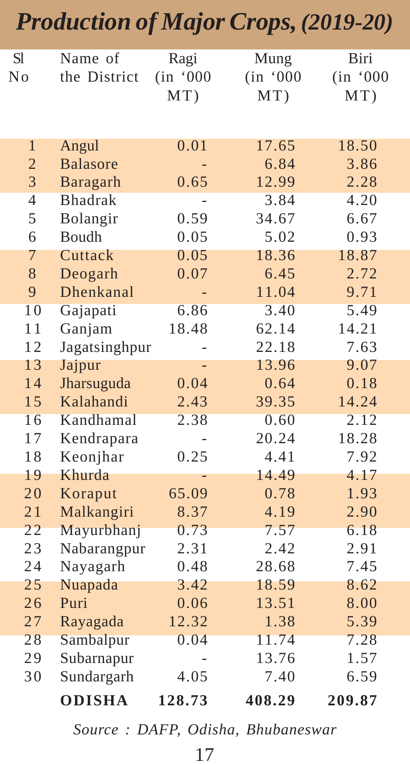# *Production of Major Crops, (2019-20)*

| Sl No | Name of the District | Ragi (in '000 MT) | Mung (in '000 MT) | Biri (in '000 MT) |
|---|---|---|---|---|
| 1 | Angul | 0.01 | 17.65 | 18.50 |
| 2 | Balasore | - | 6.84 | 3.86 |
| 3 | Baragarh | 0.65 | 12.99 | 2.28 |
| 4 | Bhadrak | - | 3.84 | 4.20 |
| 5 | Bolangir | 0.59 | 34.67 | 6.67 |
| 6 | Boudh | 0.05 | 5.02 | 0.93 |
| 7 | Cuttack | 0.05 | 18.36 | 18.87 |
| 8 | Deogarh | 0.07 | 6.45 | 2.72 |
| 9 | Dhenkanal | - | 11.04 | 9.71 |
| 10 | Gajapati | 6.86 | 3.40 | 5.49 |
| 11 | Ganjam | 18.48 | 62.14 | 14.21 |
| 12 | Jagatsinghpur | - | 22.18 | 7.63 |
| 13 | Jajpur | - | 13.96 | 9.07 |
| 14 | Jharsuguda | 0.04 | 0.64 | 0.18 |
| 15 | Kalahandi | 2.43 | 39.35 | 14.24 |
| 16 | Kandhamal | 2.38 | 0.60 | 2.12 |
| 17 | Kendrapara | - | 20.24 | 18.28 |
| 18 | Keonjhar | 0.25 | 4.41 | 7.92 |
| 19 | Khurda | - | 14.49 | 4.17 |
| 20 | Koraput | 65.09 | 0.78 | 1.93 |
| 21 | Malkangiri | 8.37 | 4.19 | 2.90 |
| 22 | Mayurbhanj | 0.73 | 7.57 | 6.18 |
| 23 | Nabarangpur | 2.31 | 2.42 | 2.91 |
| 24 | Nayagarh | 0.48 | 28.68 | 7.45 |
| 25 | Nuapada | 3.42 | 18.59 | 8.62 |
| 26 | Puri | 0.06 | 13.51 | 8.00 |
| 27 | Rayagada | 12.32 | 1.38 | 5.39 |
| 28 | Sambalpur | 0.04 | 11.74 | 7.28 |
| 29 | Subarnapur | - | 13.76 | 1.57 |
| 30 | Sundargarh | 4.05 | 7.40 | 6.59 |
| | **ODISHA** | **128.73** | **408.29** | **209.87** |

*Source : DAFP, Odisha, Bhubaneswar*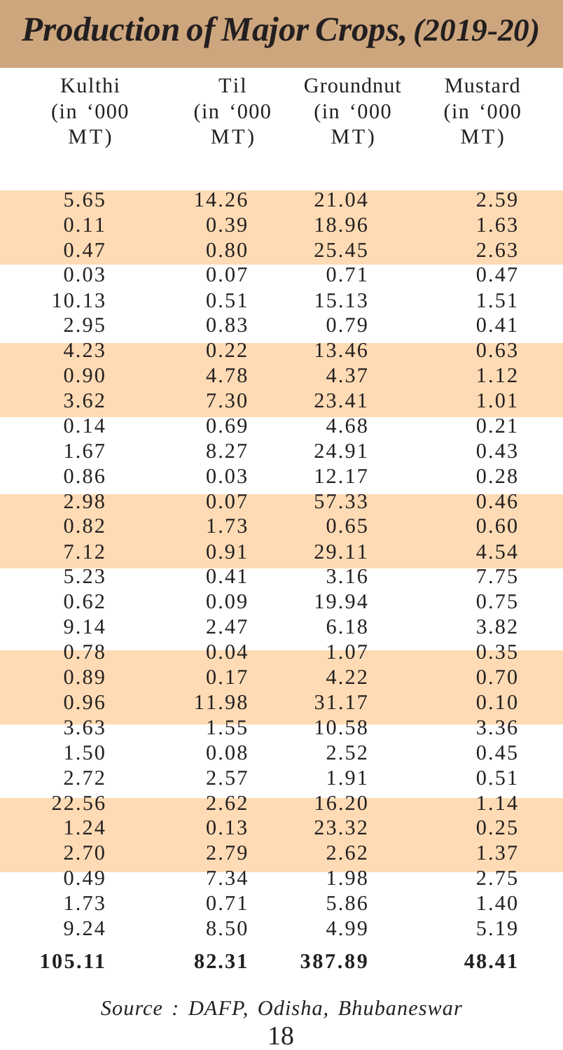# Production of Major Crops, (2019-20)

| Kulthi (in '000 MT) | Til (in '000 MT) | Groundnut (in '000 MT) | Mustard (in '000 MT) |
|---|---|---|---|
| 5.65 | 14.26 | 21.04 | 2.59 |
| 0.11 | 0.39 | 18.96 | 1.63 |
| 0.47 | 0.80 | 25.45 | 2.63 |
| 0.03 | 0.07 | 0.71 | 0.47 |
| 10.13 | 0.51 | 15.13 | 1.51 |
| 2.95 | 0.83 | 0.79 | 0.41 |
| 4.23 | 0.22 | 13.46 | 0.63 |
| 0.90 | 4.78 | 4.37 | 1.12 |
| 3.62 | 7.30 | 23.41 | 1.01 |
| 0.14 | 0.69 | 4.68 | 0.21 |
| 1.67 | 8.27 | 24.91 | 0.43 |
| 0.86 | 0.03 | 12.17 | 0.28 |
| 2.98 | 0.07 | 57.33 | 0.46 |
| 0.82 | 1.73 | 0.65 | 0.60 |
| 7.12 | 0.91 | 29.11 | 4.54 |
| 5.23 | 0.41 | 3.16 | 7.75 |
| 0.62 | 0.09 | 19.94 | 0.75 |
| 9.14 | 2.47 | 6.18 | 3.82 |
| 0.78 | 0.04 | 1.07 | 0.35 |
| 0.89 | 0.17 | 4.22 | 0.70 |
| 0.96 | 11.98 | 31.17 | 0.10 |
| 3.63 | 1.55 | 10.58 | 3.36 |
| 1.50 | 0.08 | 2.52 | 0.45 |
| 2.72 | 2.57 | 1.91 | 0.51 |
| 22.56 | 2.62 | 16.20 | 1.14 |
| 1.24 | 0.13 | 23.32 | 0.25 |
| 2.70 | 2.79 | 2.62 | 1.37 |
| 0.49 | 7.34 | 1.98 | 2.75 |
| 1.73 | 0.71 | 5.86 | 1.40 |
| 9.24 | 8.50 | 4.99 | 5.19 |
| **105.11** | **82.31** | **387.89** | **48.41** |

*Source : DAFP, Odisha, Bhubaneswar*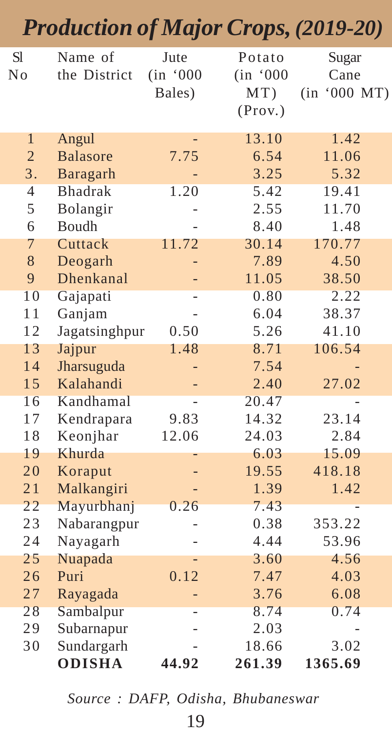# *Production of Major Crops, (2019-20)*

| Sl No | Name of the District | Jute (in '000 Bales) | Potato (in '000 MT) (Prov.) | Sugar Cane (in '000 MT) |
|---|---|---|---|---|
| 1 | Angul | - | 13.10 | 1.42 |
| 2 | Balasore | 7.75 | 6.54 | 11.06 |
| 3. | Baragarh | - | 3.25 | 5.32 |
| 4 | Bhadrak | 1.20 | 5.42 | 19.41 |
| 5 | Bolangir | - | 2.55 | 11.70 |
| 6 | Boudh | - | 8.40 | 1.48 |
| 7 | Cuttack | 11.72 | 30.14 | 170.77 |
| 8 | Deogarh | - | 7.89 | 4.50 |
| 9 | Dhenkanal | - | 11.05 | 38.50 |
| 10 | Gajapati | - | 0.80 | 2.22 |
| 11 | Ganjam | - | 6.04 | 38.37 |
| 12 | Jagatsinghpur | 0.50 | 5.26 | 41.10 |
| 13 | Jajpur | 1.48 | 8.71 | 106.54 |
| 14 | Jharsuguda | - | 7.54 | - |
| 15 | Kalahandi | - | 2.40 | 27.02 |
| 16 | Kandhamal | - | 20.47 | - |
| 17 | Kendrapara | 9.83 | 14.32 | 23.14 |
| 18 | Keonjhar | 12.06 | 24.03 | 2.84 |
| 19 | Khurda | - | 6.03 | 15.09 |
| 20 | Koraput | - | 19.55 | 418.18 |
| 21 | Malkangiri | - | 1.39 | 1.42 |
| 22 | Mayurbhanj | 0.26 | 7.43 | - |
| 23 | Nabarangpur | - | 0.38 | 353.22 |
| 24 | Nayagarh | - | 4.44 | 53.96 |
| 25 | Nuapada | - | 3.60 | 4.56 |
| 26 | Puri | 0.12 | 7.47 | 4.03 |
| 27 | Rayagada | - | 3.76 | 6.08 |
| 28 | Sambalpur | - | 8.74 | 0.74 |
| 29 | Subarnapur | - | 2.03 | - |
| 30 | Sundargarh | - | 18.66 | 3.02 |
| | **ODISHA** | **44.92** | **261.39** | **1365.69** |

*Source : DAFP, Odisha, Bhubaneswar*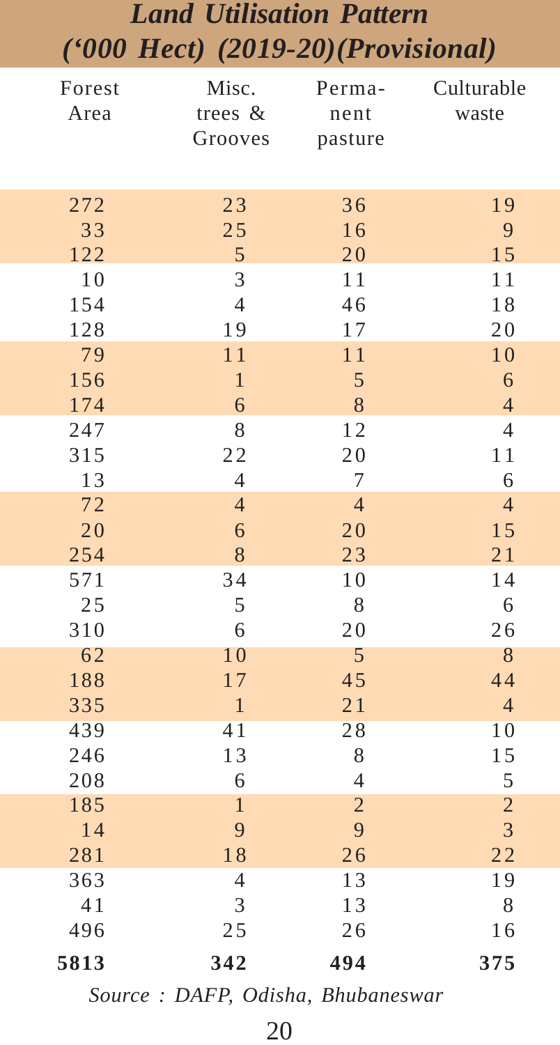## *Land Utilisation Pattern ('000 Hect) (2019-20)(Provisional)*

| Forest Area | Misc. trees & Grooves | Perma-nent pasture | Culturable waste |
|---|---|---|---|
| 272 | 23 | 36 | 19 |
| 33 | 25 | 16 | 9 |
| 122 | 5 | 20 | 15 |
| 10 | 3 | 11 | 11 |
| 154 | 4 | 46 | 18 |
| 128 | 19 | 17 | 20 |
| 79 | 11 | 11 | 10 |
| 156 | 1 | 5 | 6 |
| 174 | 6 | 8 | 4 |
| 247 | 8 | 12 | 4 |
| 315 | 22 | 20 | 11 |
| 13 | 4 | 7 | 6 |
| 72 | 4 | 4 | 4 |
| 20 | 6 | 20 | 15 |
| 254 | 8 | 23 | 21 |
| 571 | 34 | 10 | 14 |
| 25 | 5 | 8 | 6 |
| 310 | 6 | 20 | 26 |
| 62 | 10 | 5 | 8 |
| 188 | 17 | 45 | 44 |
| 335 | 1 | 21 | 4 |
| 439 | 41 | 28 | 10 |
| 246 | 13 | 8 | 15 |
| 208 | 6 | 4 | 5 |
| 185 | 1 | 2 | 2 |
| 14 | 9 | 9 | 3 |
| 281 | 18 | 26 | 22 |
| 363 | 4 | 13 | 19 |
| 41 | 3 | 13 | 8 |
| 496 | 25 | 26 | 16 |
| **5813** | **342** | **494** | **375** |

*Source : DAFP, Odisha, Bhubaneswar*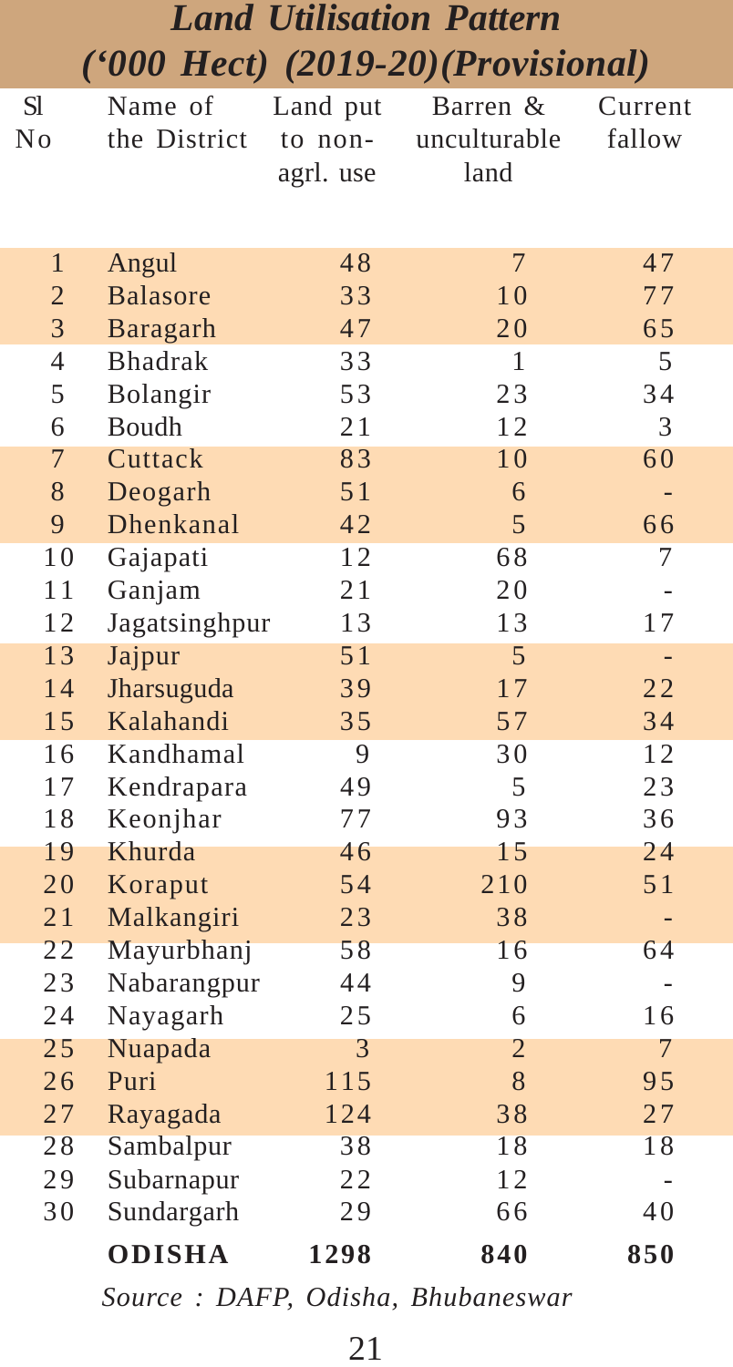## *Land Utilisation Pattern*
## *('000 Hect) (2019-20)(Provisional)*

| Sl No | Name of the District | Land put to non-agrl. use | Barren & unculturable land | Current fallow |
|---|---|---|---|---|
| 1 | Angul | 48 | 7 | 47 |
| 2 | Balasore | 33 | 10 | 77 |
| 3 | Baragarh | 47 | 20 | 65 |
| 4 | Bhadrak | 33 | 1 | 5 |
| 5 | Bolangir | 53 | 23 | 34 |
| 6 | Boudh | 21 | 12 | 3 |
| 7 | Cuttack | 83 | 10 | 60 |
| 8 | Deogarh | 51 | 6 | - |
| 9 | Dhenkanal | 42 | 5 | 66 |
| 10 | Gajapati | 12 | 68 | 7 |
| 11 | Ganjam | 21 | 20 | - |
| 12 | Jagatsinghpur | 13 | 13 | 17 |
| 13 | Jajpur | 51 | 5 | - |
| 14 | Jharsuguda | 39 | 17 | 22 |
| 15 | Kalahandi | 35 | 57 | 34 |
| 16 | Kandhamal | 9 | 30 | 12 |
| 17 | Kendrapara | 49 | 5 | 23 |
| 18 | Keonjhar | 77 | 93 | 36 |
| 19 | Khurda | 46 | 15 | 24 |
| 20 | Koraput | 54 | 210 | 51 |
| 21 | Malkangiri | 23 | 38 | - |
| 22 | Mayurbhanj | 58 | 16 | 64 |
| 23 | Nabarangpur | 44 | 9 | - |
| 24 | Nayagarh | 25 | 6 | 16 |
| 25 | Nuapada | 3 | 2 | 7 |
| 26 | Puri | 115 | 8 | 95 |
| 27 | Rayagada | 124 | 38 | 27 |
| 28 | Sambalpur | 38 | 18 | 18 |
| 29 | Subarnapur | 22 | 12 | - |
| 30 | Sundargarh | 29 | 66 | 40 |
| | **ODISHA** | **1298** | **840** | **850** |

*Source : DAFP, Odisha, Bhubaneswar*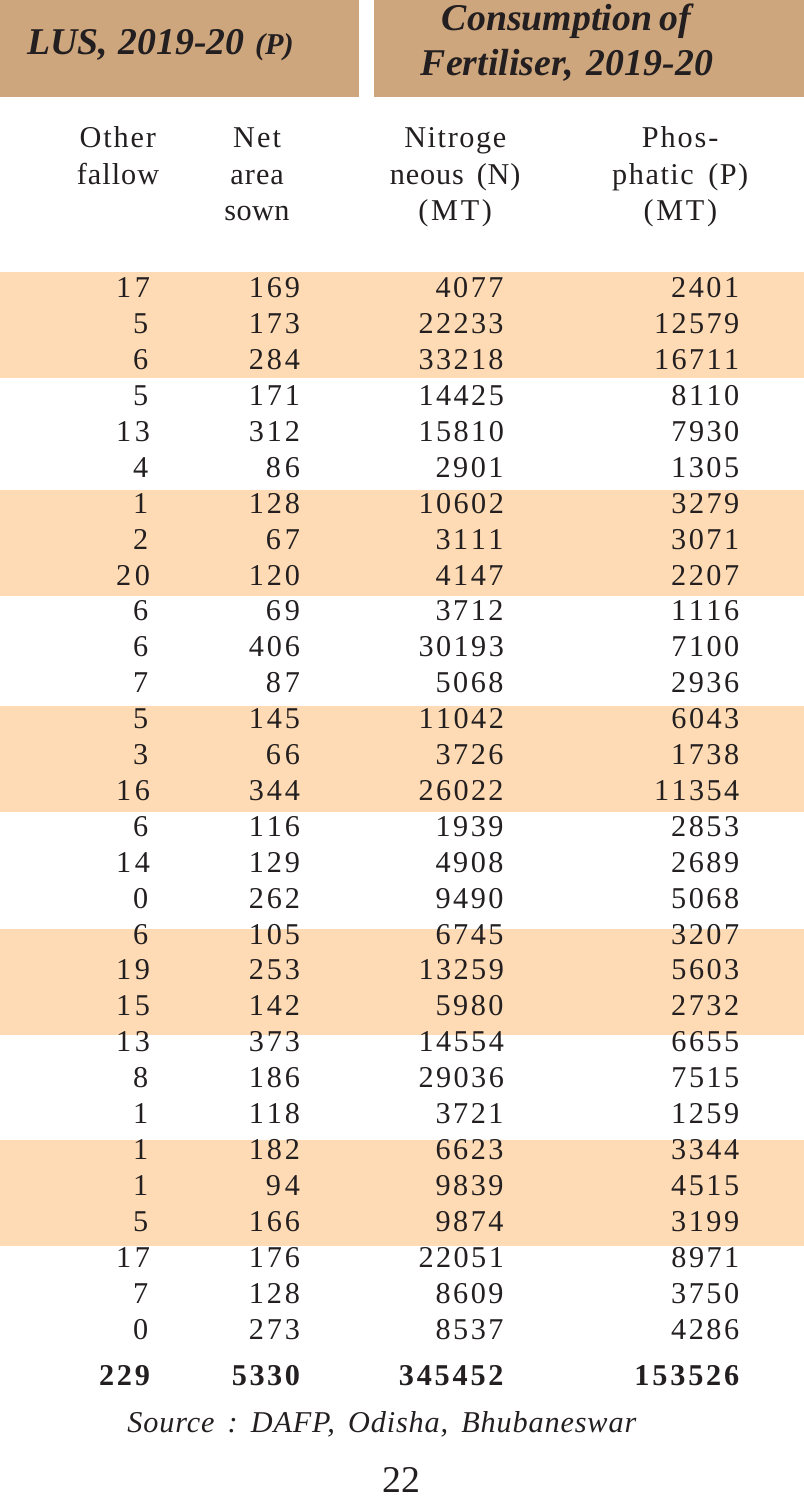| *LUS, 2019-20 (P)* | | *Consumption of Fertiliser, 2019-20* | |
|---|---|---|---|
| Other fallow | Net area sown | Nitrogeneous (N) (MT) | Phos-phatic (P) (MT) |
| 17 | 169 | 4077 | 2401 |
| 5 | 173 | 22233 | 12579 |
| 6 | 284 | 33218 | 16711 |
| 5 | 171 | 14425 | 8110 |
| 13 | 312 | 15810 | 7930 |
| 4 | 86 | 2901 | 1305 |
| 1 | 128 | 10602 | 3279 |
| 2 | 67 | 3111 | 3071 |
| 20 | 120 | 4147 | 2207 |
| 6 | 69 | 3712 | 1116 |
| 6 | 406 | 30193 | 7100 |
| 7 | 87 | 5068 | 2936 |
| 5 | 145 | 11042 | 6043 |
| 3 | 66 | 3726 | 1738 |
| 16 | 344 | 26022 | 11354 |
| 6 | 116 | 1939 | 2853 |
| 14 | 129 | 4908 | 2689 |
| 0 | 262 | 9490 | 5068 |
| 6 | 105 | 6745 | 3207 |
| 19 | 253 | 13259 | 5603 |
| 15 | 142 | 5980 | 2732 |
| 13 | 373 | 14554 | 6655 |
| 8 | 186 | 29036 | 7515 |
| 1 | 118 | 3721 | 1259 |
| 1 | 182 | 6623 | 3344 |
| 1 | 94 | 9839 | 4515 |
| 5 | 166 | 9874 | 3199 |
| 17 | 176 | 22051 | 8971 |
| 7 | 128 | 8609 | 3750 |
| 0 | 273 | 8537 | 4286 |
| **229** | **5330** | **345452** | **153526** |

*Source : DAFP, Odisha, Bhubaneswar*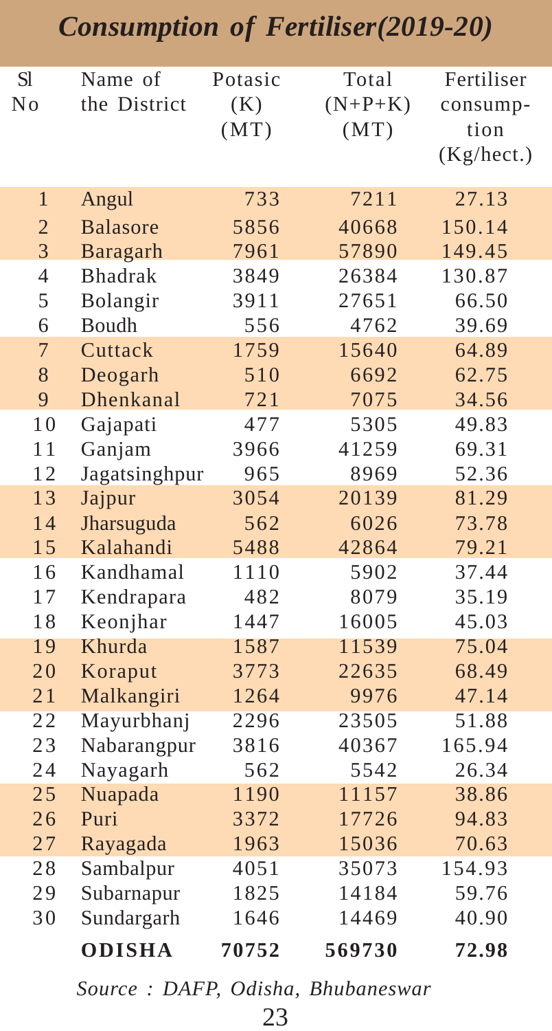# *Consumption of Fertiliser(2019-20)*

| Sl No | Name of the District | Potasic (K) (MT) | Total (N+P+K) (MT) | Fertiliser consump-tion (Kg/hect.) |
|---|---|---|---|---|
| 1 | Angul | 733 | 7211 | 27.13 |
| 2 | Balasore | 5856 | 40668 | 150.14 |
| 3 | Baragarh | 7961 | 57890 | 149.45 |
| 4 | Bhadrak | 3849 | 26384 | 130.87 |
| 5 | Bolangir | 3911 | 27651 | 66.50 |
| 6 | Boudh | 556 | 4762 | 39.69 |
| 7 | Cuttack | 1759 | 15640 | 64.89 |
| 8 | Deogarh | 510 | 6692 | 62.75 |
| 9 | Dhenkanal | 721 | 7075 | 34.56 |
| 10 | Gajapati | 477 | 5305 | 49.83 |
| 11 | Ganjam | 3966 | 41259 | 69.31 |
| 12 | Jagatsinghpur | 965 | 8969 | 52.36 |
| 13 | Jajpur | 3054 | 20139 | 81.29 |
| 14 | Jharsuguda | 562 | 6026 | 73.78 |
| 15 | Kalahandi | 5488 | 42864 | 79.21 |
| 16 | Kandhamal | 1110 | 5902 | 37.44 |
| 17 | Kendrapara | 482 | 8079 | 35.19 |
| 18 | Keonjhar | 1447 | 16005 | 45.03 |
| 19 | Khurda | 1587 | 11539 | 75.04 |
| 20 | Koraput | 3773 | 22635 | 68.49 |
| 21 | Malkangiri | 1264 | 9976 | 47.14 |
| 22 | Mayurbhanj | 2296 | 23505 | 51.88 |
| 23 | Nabarangpur | 3816 | 40367 | 165.94 |
| 24 | Nayagarh | 562 | 5542 | 26.34 |
| 25 | Nuapada | 1190 | 11157 | 38.86 |
| 26 | Puri | 3372 | 17726 | 94.83 |
| 27 | Rayagada | 1963 | 15036 | 70.63 |
| 28 | Sambalpur | 4051 | 35073 | 154.93 |
| 29 | Subarnapur | 1825 | 14184 | 59.76 |
| 30 | Sundargarh | 1646 | 14469 | 40.90 |
| | **ODISHA** | **70752** | **569730** | **72.98** |

*Source : DAFP, Odisha, Bhubaneswar*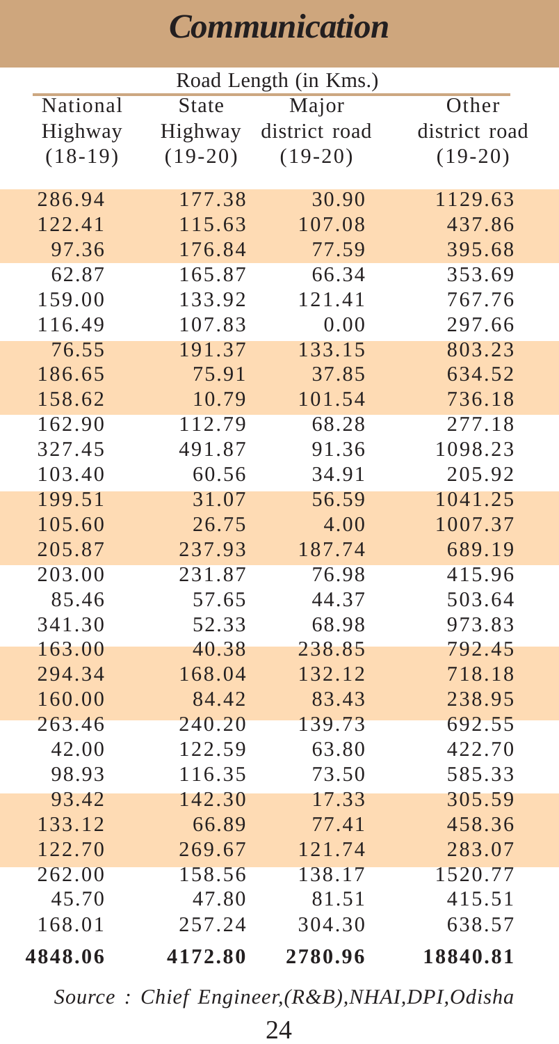# Communication

| Road Length (in Kms.) | | | |
|---|---|---|---|
| National Highway (18-19) | State Highway (19-20) | Major district road (19-20) | Other district road (19-20) |
| 286.94 | 177.38 | 30.90 | 1129.63 |
| 122.41 | 115.63 | 107.08 | 437.86 |
| 97.36 | 176.84 | 77.59 | 395.68 |
| 62.87 | 165.87 | 66.34 | 353.69 |
| 159.00 | 133.92 | 121.41 | 767.76 |
| 116.49 | 107.83 | 0.00 | 297.66 |
| 76.55 | 191.37 | 133.15 | 803.23 |
| 186.65 | 75.91 | 37.85 | 634.52 |
| 158.62 | 10.79 | 101.54 | 736.18 |
| 162.90 | 112.79 | 68.28 | 277.18 |
| 327.45 | 491.87 | 91.36 | 1098.23 |
| 103.40 | 60.56 | 34.91 | 205.92 |
| 199.51 | 31.07 | 56.59 | 1041.25 |
| 105.60 | 26.75 | 4.00 | 1007.37 |
| 205.87 | 237.93 | 187.74 | 689.19 |
| 203.00 | 231.87 | 76.98 | 415.96 |
| 85.46 | 57.65 | 44.37 | 503.64 |
| 341.30 | 52.33 | 68.98 | 973.83 |
| 163.00 | 40.38 | 238.85 | 792.45 |
| 294.34 | 168.04 | 132.12 | 718.18 |
| 160.00 | 84.42 | 83.43 | 238.95 |
| 263.46 | 240.20 | 139.73 | 692.55 |
| 42.00 | 122.59 | 63.80 | 422.70 |
| 98.93 | 116.35 | 73.50 | 585.33 |
| 93.42 | 142.30 | 17.33 | 305.59 |
| 133.12 | 66.89 | 77.41 | 458.36 |
| 122.70 | 269.67 | 121.74 | 283.07 |
| 262.00 | 158.56 | 138.17 | 1520.77 |
| 45.70 | 47.80 | 81.51 | 415.51 |
| 168.01 | 257.24 | 304.30 | 638.57 |
| **4848.06** | **4172.80** | **2780.96** | **18840.81** |

*Source : Chief Engineer,(R&B),NHAI,DPI,Odisha*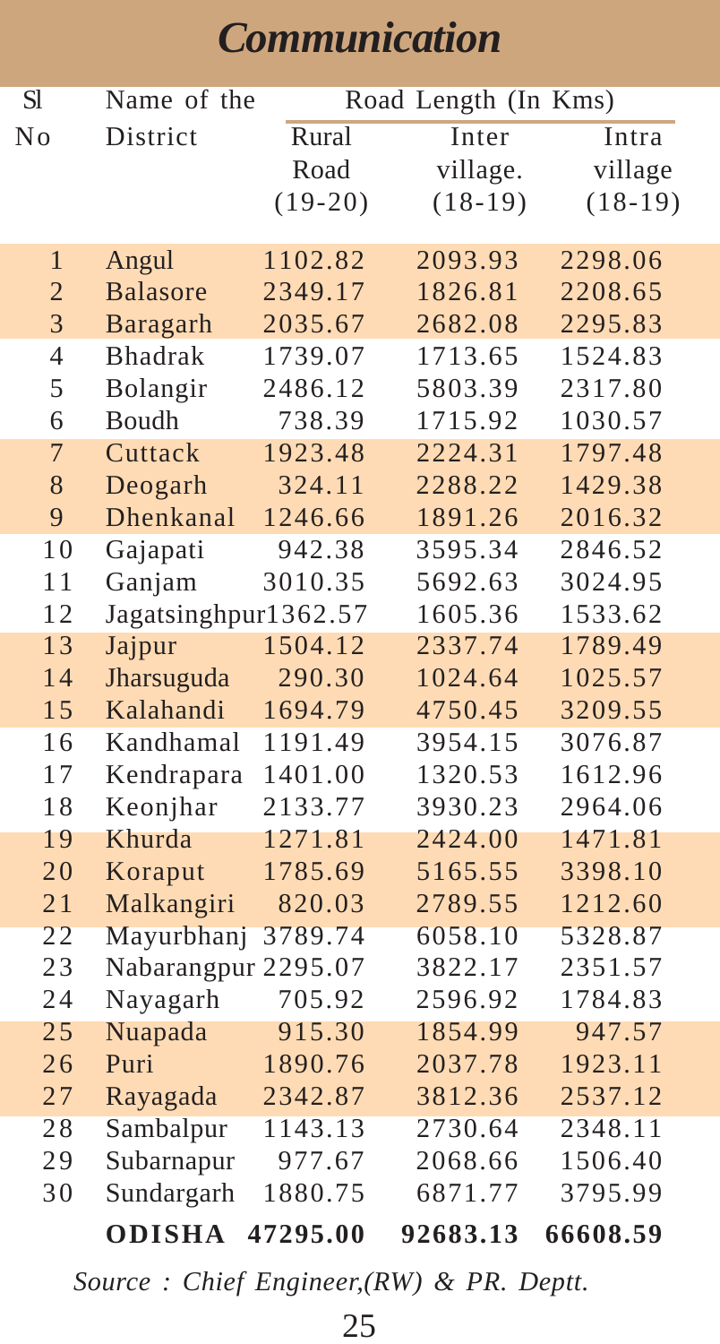# Communication

| Sl No | Name of the District | Road Length (In Kms) | | |
|---|---|---|---|---|
| | | Rural Road (19-20) | Inter village. (18-19) | Intra village (18-19) |
| 1 | Angul | 1102.82 | 2093.93 | 2298.06 |
| 2 | Balasore | 2349.17 | 1826.81 | 2208.65 |
| 3 | Baragarh | 2035.67 | 2682.08 | 2295.83 |
| 4 | Bhadrak | 1739.07 | 1713.65 | 1524.83 |
| 5 | Bolangir | 2486.12 | 5803.39 | 2317.80 |
| 6 | Boudh | 738.39 | 1715.92 | 1030.57 |
| 7 | Cuttack | 1923.48 | 2224.31 | 1797.48 |
| 8 | Deogarh | 324.11 | 2288.22 | 1429.38 |
| 9 | Dhenkanal | 1246.66 | 1891.26 | 2016.32 |
| 10 | Gajapati | 942.38 | 3595.34 | 2846.52 |
| 11 | Ganjam | 3010.35 | 5692.63 | 3024.95 |
| 12 | Jagatsinghpur | 1362.57 | 1605.36 | 1533.62 |
| 13 | Jajpur | 1504.12 | 2337.74 | 1789.49 |
| 14 | Jharsuguda | 290.30 | 1024.64 | 1025.57 |
| 15 | Kalahandi | 1694.79 | 4750.45 | 3209.55 |
| 16 | Kandhamal | 1191.49 | 3954.15 | 3076.87 |
| 17 | Kendrapara | 1401.00 | 1320.53 | 1612.96 |
| 18 | Keonjhar | 2133.77 | 3930.23 | 2964.06 |
| 19 | Khurda | 1271.81 | 2424.00 | 1471.81 |
| 20 | Koraput | 1785.69 | 5165.55 | 3398.10 |
| 21 | Malkangiri | 820.03 | 2789.55 | 1212.60 |
| 22 | Mayurbhanj | 3789.74 | 6058.10 | 5328.87 |
| 23 | Nabarangpur | 2295.07 | 3822.17 | 2351.57 |
| 24 | Nayagarh | 705.92 | 2596.92 | 1784.83 |
| 25 | Nuapada | 915.30 | 1854.99 | 947.57 |
| 26 | Puri | 1890.76 | 2037.78 | 1923.11 |
| 27 | Rayagada | 2342.87 | 3812.36 | 2537.12 |
| 28 | Sambalpur | 1143.13 | 2730.64 | 2348.11 |
| 29 | Subarnapur | 977.67 | 2068.66 | 1506.40 |
| 30 | Sundargarh | 1880.75 | 6871.77 | 3795.99 |
| | **ODISHA** | **47295.00** | **92683.13** | **66608.59** |

*Source : Chief Engineer,(RW) & PR. Deptt.*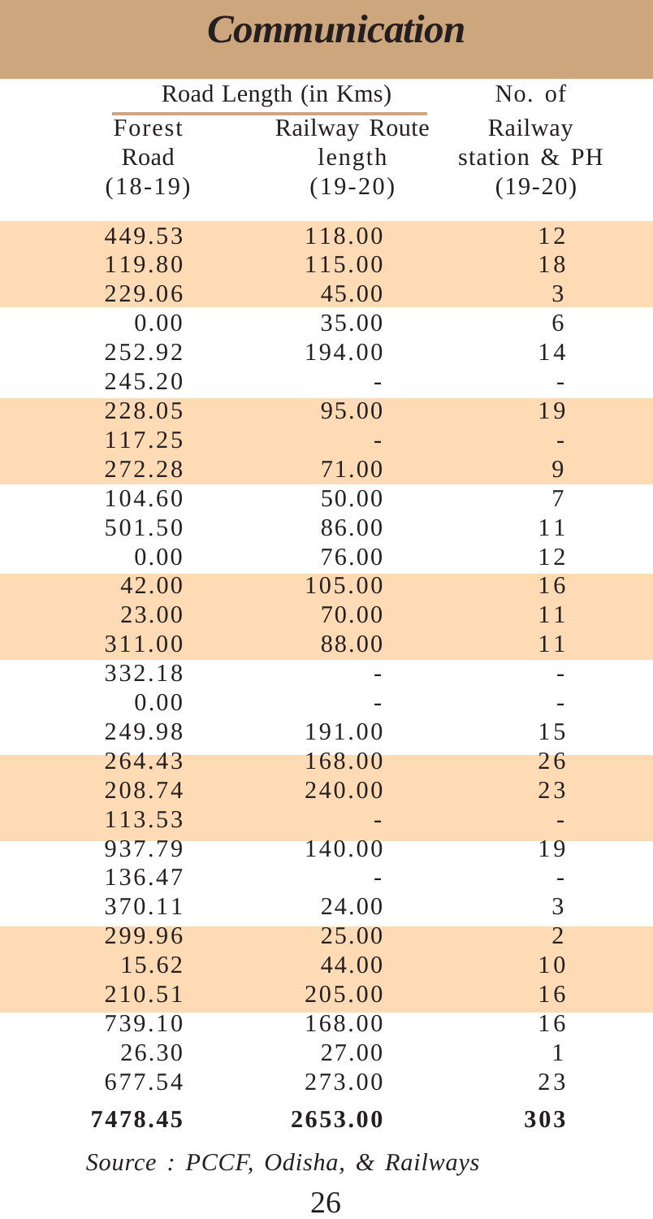# Communication

| Road Length (in Kms) | | No. of |
|---|---|---|
| Forest Road (18-19) | Railway Route length (19-20) | Railway station & PH (19-20) |
| 449.53 | 118.00 | 12 |
| 119.80 | 115.00 | 18 |
| 229.06 | 45.00 | 3 |
| 0.00 | 35.00 | 6 |
| 252.92 | 194.00 | 14 |
| 245.20 | - | - |
| 228.05 | 95.00 | 19 |
| 117.25 | - | - |
| 272.28 | 71.00 | 9 |
| 104.60 | 50.00 | 7 |
| 501.50 | 86.00 | 11 |
| 0.00 | 76.00 | 12 |
| 42.00 | 105.00 | 16 |
| 23.00 | 70.00 | 11 |
| 311.00 | 88.00 | 11 |
| 332.18 | - | - |
| 0.00 | - | - |
| 249.98 | 191.00 | 15 |
| 264.43 | 168.00 | 26 |
| 208.74 | 240.00 | 23 |
| 113.53 | - | - |
| 937.79 | 140.00 | 19 |
| 136.47 | - | - |
| 370.11 | 24.00 | 3 |
| 299.96 | 25.00 | 2 |
| 15.62 | 44.00 | 10 |
| 210.51 | 205.00 | 16 |
| 739.10 | 168.00 | 16 |
| 26.30 | 27.00 | 1 |
| 677.54 | 273.00 | 23 |
| **7478.45** | **2653.00** | **303** |

*Source : PCCF, Odisha, & Railways*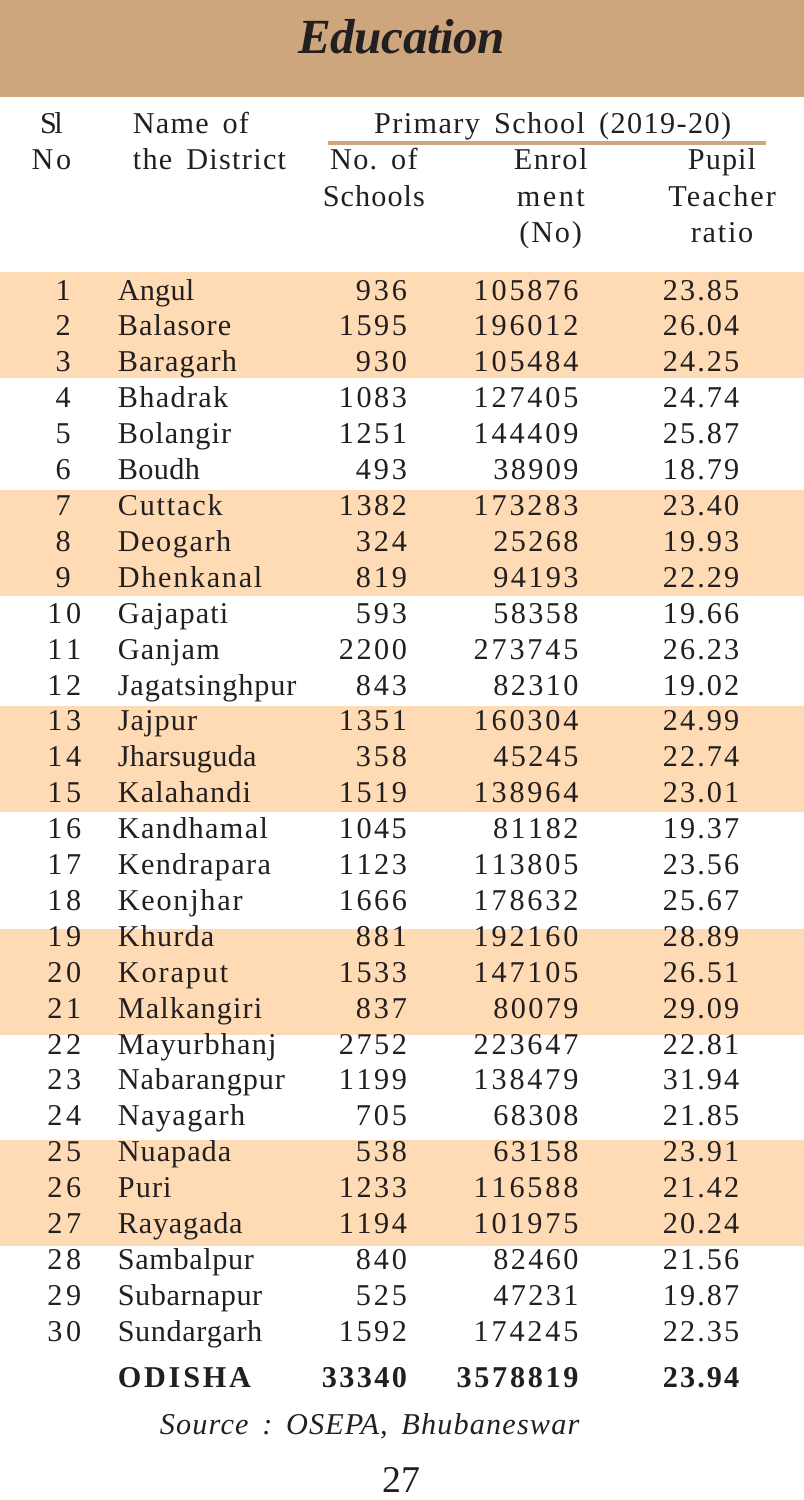# Education

| Sl No | Name of the District | Primary School (2019-20) | | |
|---|---|---|---|---|
| | | No. of Schools | Enrolment (No) | Pupil Teacher ratio |
| 1 | Angul | 936 | 105876 | 23.85 |
| 2 | Balasore | 1595 | 196012 | 26.04 |
| 3 | Baragarh | 930 | 105484 | 24.25 |
| 4 | Bhadrak | 1083 | 127405 | 24.74 |
| 5 | Bolangir | 1251 | 144409 | 25.87 |
| 6 | Boudh | 493 | 38909 | 18.79 |
| 7 | Cuttack | 1382 | 173283 | 23.40 |
| 8 | Deogarh | 324 | 25268 | 19.93 |
| 9 | Dhenkanal | 819 | 94193 | 22.29 |
| 10 | Gajapati | 593 | 58358 | 19.66 |
| 11 | Ganjam | 2200 | 273745 | 26.23 |
| 12 | Jagatsinghpur | 843 | 82310 | 19.02 |
| 13 | Jajpur | 1351 | 160304 | 24.99 |
| 14 | Jharsuguda | 358 | 45245 | 22.74 |
| 15 | Kalahandi | 1519 | 138964 | 23.01 |
| 16 | Kandhamal | 1045 | 81182 | 19.37 |
| 17 | Kendrapara | 1123 | 113805 | 23.56 |
| 18 | Keonjhar | 1666 | 178632 | 25.67 |
| 19 | Khurda | 881 | 192160 | 28.89 |
| 20 | Koraput | 1533 | 147105 | 26.51 |
| 21 | Malkangiri | 837 | 80079 | 29.09 |
| 22 | Mayurbhanj | 2752 | 223647 | 22.81 |
| 23 | Nabarangpur | 1199 | 138479 | 31.94 |
| 24 | Nayagarh | 705 | 68308 | 21.85 |
| 25 | Nuapada | 538 | 63158 | 23.91 |
| 26 | Puri | 1233 | 116588 | 21.42 |
| 27 | Rayagada | 1194 | 101975 | 20.24 |
| 28 | Sambalpur | 840 | 82460 | 21.56 |
| 29 | Subarnapur | 525 | 47231 | 19.87 |
| 30 | Sundargarh | 1592 | 174245 | 22.35 |
| | **ODISHA** | **33340** | **3578819** | **23.94** |

*Source : OSEPA, Bhubaneswar*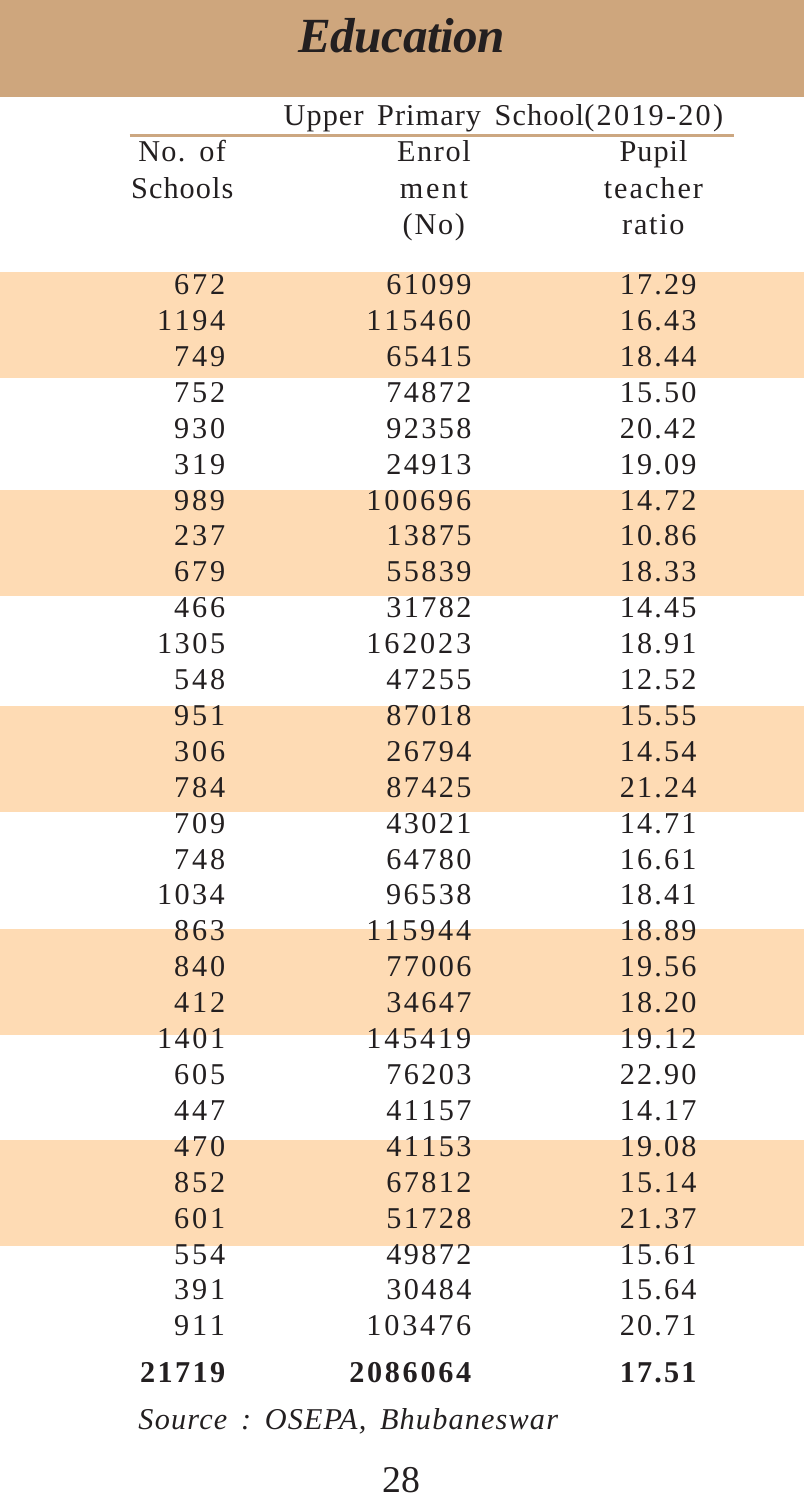# Education

| Upper Primary School(2019-20) | | |
|---|---|---|
| No. of Schools | Enrolment (No) | Pupil teacher ratio |
| 672 | 61099 | 17.29 |
| 1194 | 115460 | 16.43 |
| 749 | 65415 | 18.44 |
| 752 | 74872 | 15.50 |
| 930 | 92358 | 20.42 |
| 319 | 24913 | 19.09 |
| 989 | 100696 | 14.72 |
| 237 | 13875 | 10.86 |
| 679 | 55839 | 18.33 |
| 466 | 31782 | 14.45 |
| 1305 | 162023 | 18.91 |
| 548 | 47255 | 12.52 |
| 951 | 87018 | 15.55 |
| 306 | 26794 | 14.54 |
| 784 | 87425 | 21.24 |
| 709 | 43021 | 14.71 |
| 748 | 64780 | 16.61 |
| 1034 | 96538 | 18.41 |
| 863 | 115944 | 18.89 |
| 840 | 77006 | 19.56 |
| 412 | 34647 | 18.20 |
| 1401 | 145419 | 19.12 |
| 605 | 76203 | 22.90 |
| 447 | 41157 | 14.17 |
| 470 | 41153 | 19.08 |
| 852 | 67812 | 15.14 |
| 601 | 51728 | 21.37 |
| 554 | 49872 | 15.61 |
| 391 | 30484 | 15.64 |
| 911 | 103476 | 20.71 |
| **21719** | **2086064** | **17.51** |

*Source : OSEPA, Bhubaneswar*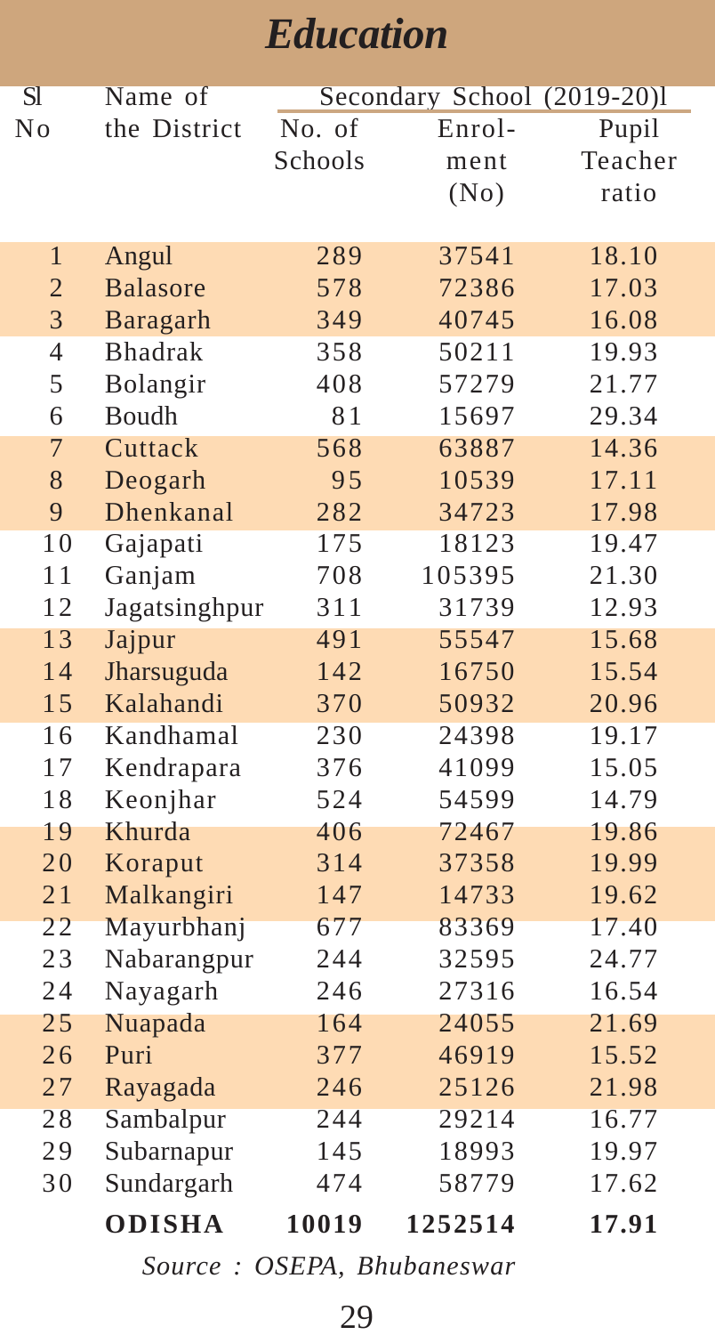# Education

| Sl No | Name of the District | Secondary School (2019-20)l | | |
|---|---|---|---|---|
| | | No. of Schools | Enrol-ment (No) | Pupil Teacher ratio |
| 1 | Angul | 289 | 37541 | 18.10 |
| 2 | Balasore | 578 | 72386 | 17.03 |
| 3 | Baragarh | 349 | 40745 | 16.08 |
| 4 | Bhadrak | 358 | 50211 | 19.93 |
| 5 | Bolangir | 408 | 57279 | 21.77 |
| 6 | Boudh | 81 | 15697 | 29.34 |
| 7 | Cuttack | 568 | 63887 | 14.36 |
| 8 | Deogarh | 95 | 10539 | 17.11 |
| 9 | Dhenkanal | 282 | 34723 | 17.98 |
| 10 | Gajapati | 175 | 18123 | 19.47 |
| 11 | Ganjam | 708 | 105395 | 21.30 |
| 12 | Jagatsinghpur | 311 | 31739 | 12.93 |
| 13 | Jajpur | 491 | 55547 | 15.68 |
| 14 | Jharsuguda | 142 | 16750 | 15.54 |
| 15 | Kalahandi | 370 | 50932 | 20.96 |
| 16 | Kandhamal | 230 | 24398 | 19.17 |
| 17 | Kendrapara | 376 | 41099 | 15.05 |
| 18 | Keonjhar | 524 | 54599 | 14.79 |
| 19 | Khurda | 406 | 72467 | 19.86 |
| 20 | Koraput | 314 | 37358 | 19.99 |
| 21 | Malkangiri | 147 | 14733 | 19.62 |
| 22 | Mayurbhanj | 677 | 83369 | 17.40 |
| 23 | Nabarangpur | 244 | 32595 | 24.77 |
| 24 | Nayagarh | 246 | 27316 | 16.54 |
| 25 | Nuapada | 164 | 24055 | 21.69 |
| 26 | Puri | 377 | 46919 | 15.52 |
| 27 | Rayagada | 246 | 25126 | 21.98 |
| 28 | Sambalpur | 244 | 29214 | 16.77 |
| 29 | Subarnapur | 145 | 18993 | 19.97 |
| 30 | Sundargarh | 474 | 58779 | 17.62 |
| | **ODISHA** | **10019** | **1252514** | **17.91** |

*Source : OSEPA, Bhubaneswar*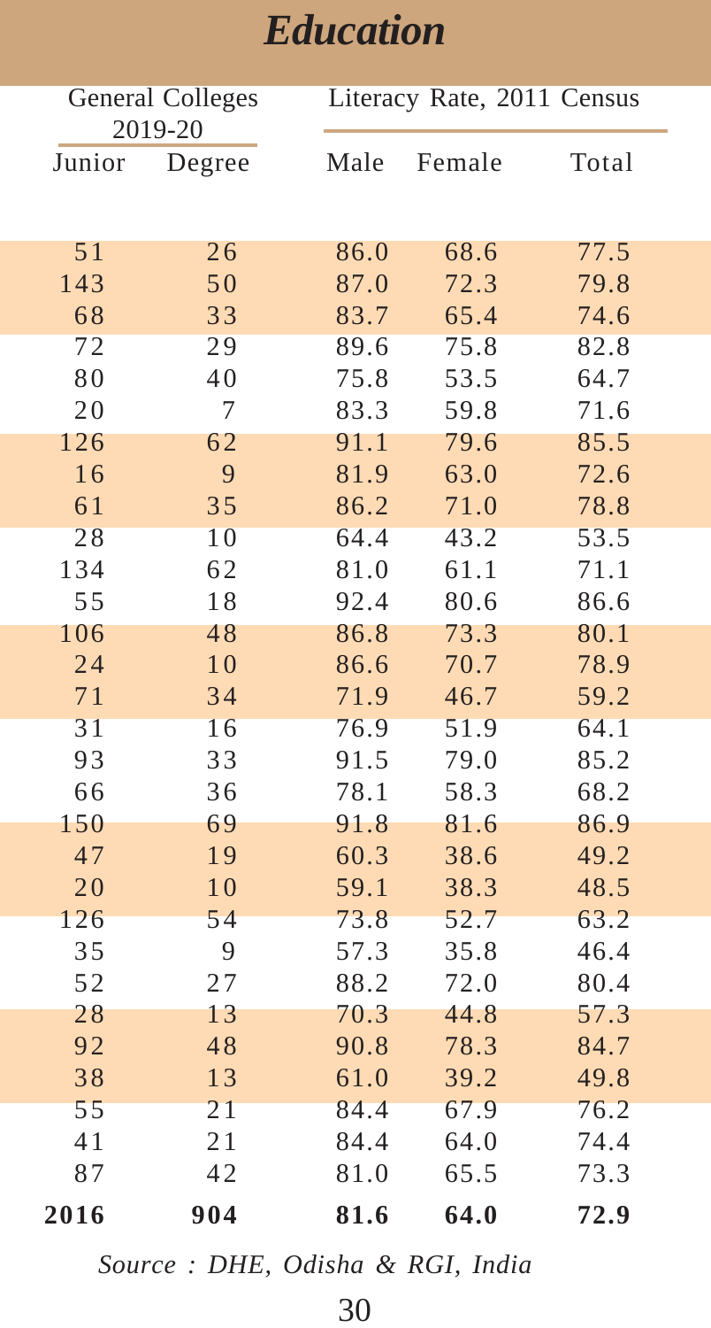# Education

| General Colleges 2019-20 | | Literacy Rate, 2011 Census | | |
|---|---|---|---|---|
| Junior | Degree | Male | Female | Total |
| 51 | 26 | 86.0 | 68.6 | 77.5 |
| 143 | 50 | 87.0 | 72.3 | 79.8 |
| 68 | 33 | 83.7 | 65.4 | 74.6 |
| 72 | 29 | 89.6 | 75.8 | 82.8 |
| 80 | 40 | 75.8 | 53.5 | 64.7 |
| 20 | 7 | 83.3 | 59.8 | 71.6 |
| 126 | 62 | 91.1 | 79.6 | 85.5 |
| 16 | 9 | 81.9 | 63.0 | 72.6 |
| 61 | 35 | 86.2 | 71.0 | 78.8 |
| 28 | 10 | 64.4 | 43.2 | 53.5 |
| 134 | 62 | 81.0 | 61.1 | 71.1 |
| 55 | 18 | 92.4 | 80.6 | 86.6 |
| 106 | 48 | 86.8 | 73.3 | 80.1 |
| 24 | 10 | 86.6 | 70.7 | 78.9 |
| 71 | 34 | 71.9 | 46.7 | 59.2 |
| 31 | 16 | 76.9 | 51.9 | 64.1 |
| 93 | 33 | 91.5 | 79.0 | 85.2 |
| 66 | 36 | 78.1 | 58.3 | 68.2 |
| 150 | 69 | 91.8 | 81.6 | 86.9 |
| 47 | 19 | 60.3 | 38.6 | 49.2 |
| 20 | 10 | 59.1 | 38.3 | 48.5 |
| 126 | 54 | 73.8 | 52.7 | 63.2 |
| 35 | 9 | 57.3 | 35.8 | 46.4 |
| 52 | 27 | 88.2 | 72.0 | 80.4 |
| 28 | 13 | 70.3 | 44.8 | 57.3 |
| 92 | 48 | 90.8 | 78.3 | 84.7 |
| 38 | 13 | 61.0 | 39.2 | 49.8 |
| 55 | 21 | 84.4 | 67.9 | 76.2 |
| 41 | 21 | 84.4 | 64.0 | 74.4 |
| 87 | 42 | 81.0 | 65.5 | 73.3 |
| **2016** | **904** | **81.6** | **64.0** | **72.9** |

*Source : DHE, Odisha & RGI, India*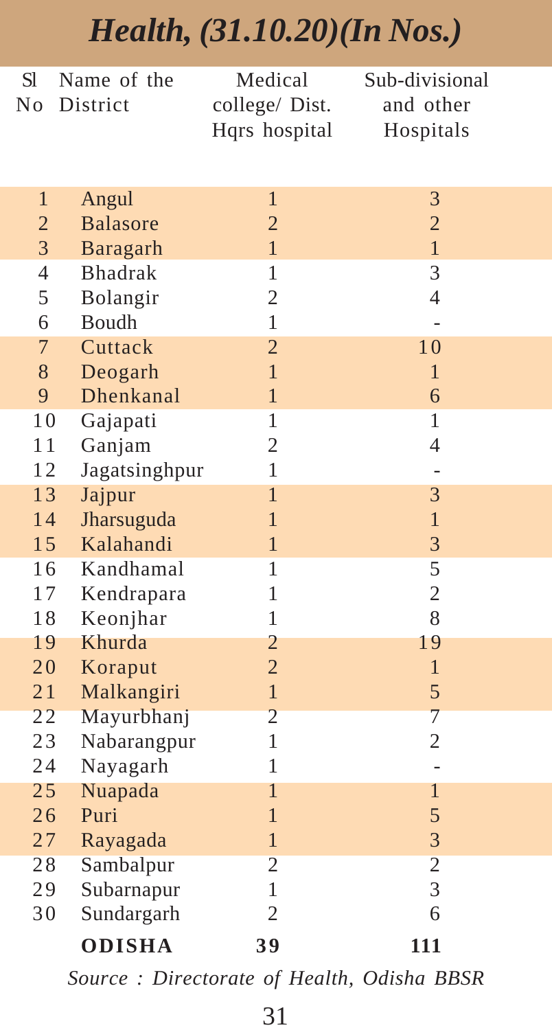# *Health, (31.10.20)(In Nos.)*

| Sl No | Name of the District | Medical college/ Dist. Hqrs hospital | Sub-divisional and other Hospitals |
|---|---|---|---|
| 1 | Angul | 1 | 3 |
| 2 | Balasore | 2 | 2 |
| 3 | Baragarh | 1 | 1 |
| 4 | Bhadrak | 1 | 3 |
| 5 | Bolangir | 2 | 4 |
| 6 | Boudh | 1 | - |
| 7 | Cuttack | 2 | 10 |
| 8 | Deogarh | 1 | 1 |
| 9 | Dhenkanal | 1 | 6 |
| 10 | Gajapati | 1 | 1 |
| 11 | Ganjam | 2 | 4 |
| 12 | Jagatsinghpur | 1 | - |
| 13 | Jajpur | 1 | 3 |
| 14 | Jharsuguda | 1 | 1 |
| 15 | Kalahandi | 1 | 3 |
| 16 | Kandhamal | 1 | 5 |
| 17 | Kendrapara | 1 | 2 |
| 18 | Keonjhar | 1 | 8 |
| 19 | Khurda | 2 | 19 |
| 20 | Koraput | 2 | 1 |
| 21 | Malkangiri | 1 | 5 |
| 22 | Mayurbhanj | 2 | 7 |
| 23 | Nabarangpur | 1 | 2 |
| 24 | Nayagarh | 1 | - |
| 25 | Nuapada | 1 | 1 |
| 26 | Puri | 1 | 5 |
| 27 | Rayagada | 1 | 3 |
| 28 | Sambalpur | 2 | 2 |
| 29 | Subarnapur | 1 | 3 |
| 30 | Sundargarh | 2 | 6 |
| | **ODISHA** | **39** | **111** |

*Source : Directorate of Health, Odisha BBSR*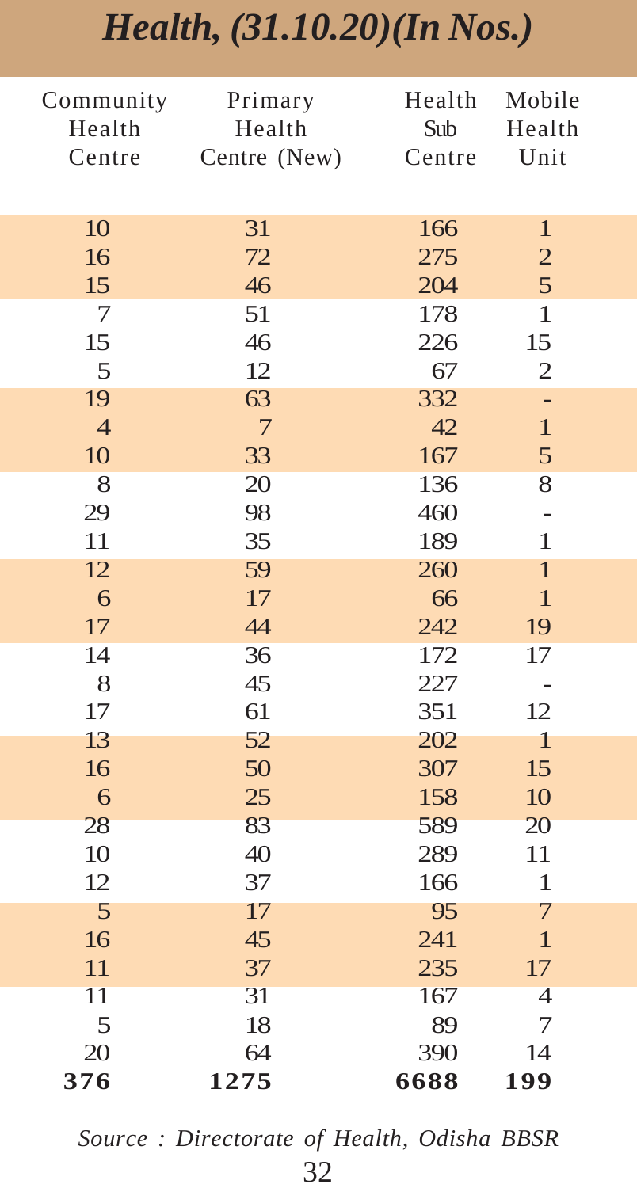# *Health, (31.10.20)(In Nos.)*

| Community Health Centre | Primary Health Centre (New) | Health Sub Centre | Mobile Health Unit |
|---|---|---|---|
| 10 | 31 | 166 | 1 |
| 16 | 72 | 275 | 2 |
| 15 | 46 | 204 | 5 |
| 7 | 51 | 178 | 1 |
| 15 | 46 | 226 | 15 |
| 5 | 12 | 67 | 2 |
| 19 | 63 | 332 | - |
| 4 | 7 | 42 | 1 |
| 10 | 33 | 167 | 5 |
| 8 | 20 | 136 | 8 |
| 29 | 98 | 460 | - |
| 11 | 35 | 189 | 1 |
| 12 | 59 | 260 | 1 |
| 6 | 17 | 66 | 1 |
| 17 | 44 | 242 | 19 |
| 14 | 36 | 172 | 17 |
| 8 | 45 | 227 | - |
| 17 | 61 | 351 | 12 |
| 13 | 52 | 202 | 1 |
| 16 | 50 | 307 | 15 |
| 6 | 25 | 158 | 10 |
| 28 | 83 | 589 | 20 |
| 10 | 40 | 289 | 11 |
| 12 | 37 | 166 | 1 |
| 5 | 17 | 95 | 7 |
| 16 | 45 | 241 | 1 |
| 11 | 37 | 235 | 17 |
| 11 | 31 | 167 | 4 |
| 5 | 18 | 89 | 7 |
| 20 | 64 | 390 | 14 |
| **376** | **1275** | **6688** | **199** |

*Source : Directorate of Health, Odisha BBSR*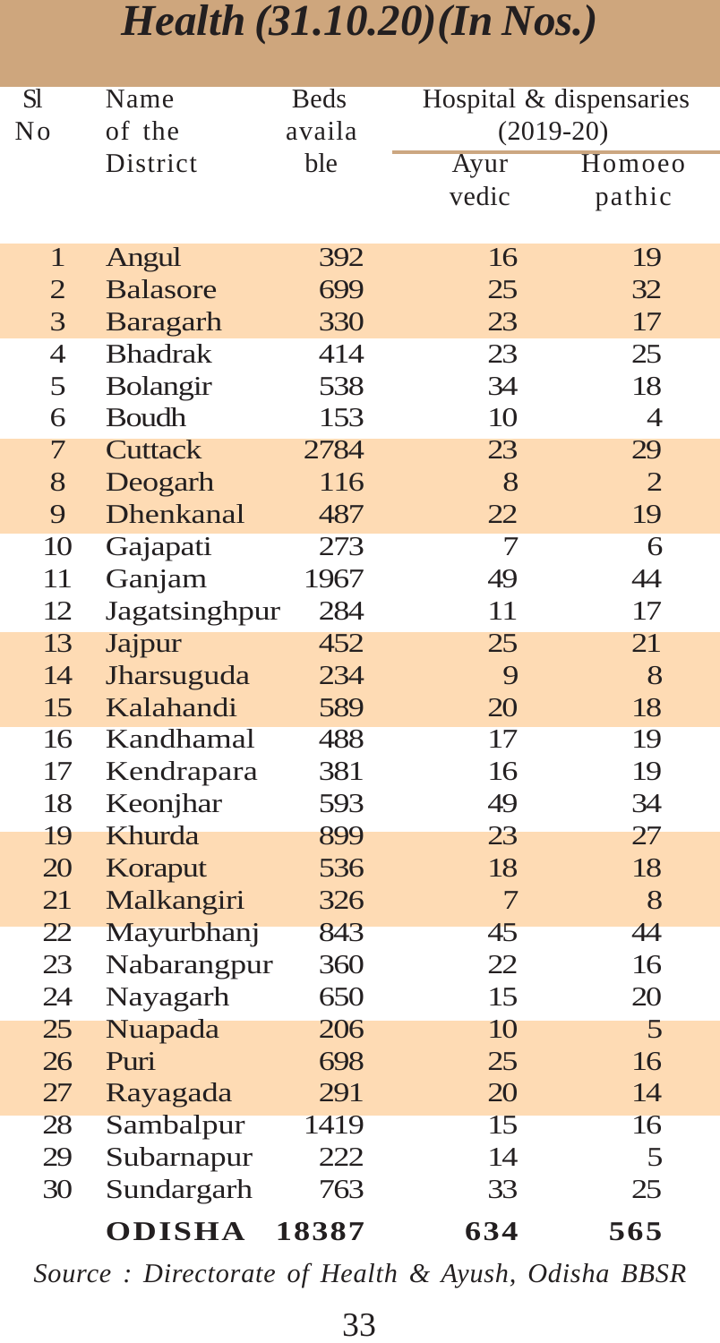# *Health (31.10.20)(In Nos.)*

| Sl No | Name of the District | Beds available | Hospital & dispensaries (2019-20) | |
|---|---|---|---|---|
| | | | Ayurvedic | Homoeopathic |
| 1 | Angul | 392 | 16 | 19 |
| 2 | Balasore | 699 | 25 | 32 |
| 3 | Baragarh | 330 | 23 | 17 |
| 4 | Bhadrak | 414 | 23 | 25 |
| 5 | Bolangir | 538 | 34 | 18 |
| 6 | Boudh | 153 | 10 | 4 |
| 7 | Cuttack | 2784 | 23 | 29 |
| 8 | Deogarh | 116 | 8 | 2 |
| 9 | Dhenkanal | 487 | 22 | 19 |
| 10 | Gajapati | 273 | 7 | 6 |
| 11 | Ganjam | 1967 | 49 | 44 |
| 12 | Jagatsinghpur | 284 | 11 | 17 |
| 13 | Jajpur | 452 | 25 | 21 |
| 14 | Jharsuguda | 234 | 9 | 8 |
| 15 | Kalahandi | 589 | 20 | 18 |
| 16 | Kandhamal | 488 | 17 | 19 |
| 17 | Kendrapara | 381 | 16 | 19 |
| 18 | Keonjhar | 593 | 49 | 34 |
| 19 | Khurda | 899 | 23 | 27 |
| 20 | Koraput | 536 | 18 | 18 |
| 21 | Malkangiri | 326 | 7 | 8 |
| 22 | Mayurbhanj | 843 | 45 | 44 |
| 23 | Nabarangpur | 360 | 22 | 16 |
| 24 | Nayagarh | 650 | 15 | 20 |
| 25 | Nuapada | 206 | 10 | 5 |
| 26 | Puri | 698 | 25 | 16 |
| 27 | Rayagada | 291 | 20 | 14 |
| 28 | Sambalpur | 1419 | 15 | 16 |
| 29 | Subarnapur | 222 | 14 | 5 |
| 30 | Sundargarh | 763 | 33 | 25 |
| | **ODISHA** | **18387** | **634** | **565** |

*Source : Directorate of Health & Ayush, Odisha BBSR*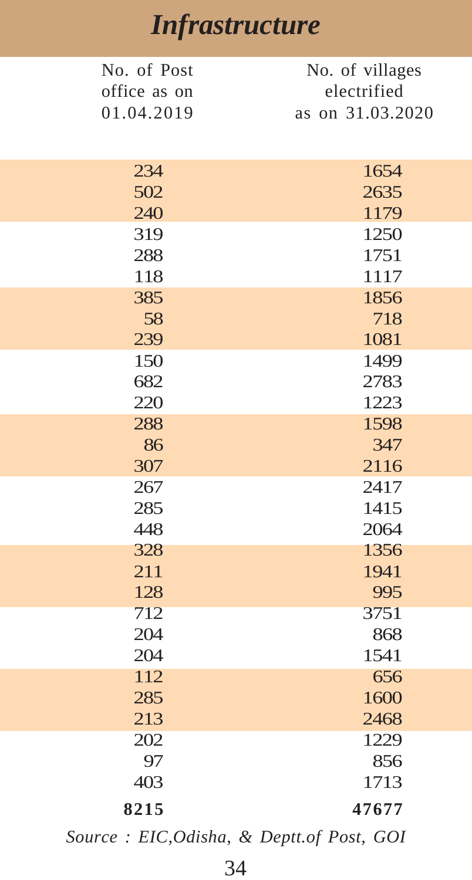# *Infrastructure*

| No. of Post office as on 01.04.2019 | No. of villages electrified as on 31.03.2020 |
|---|---|
| 234 | 1654 |
| 502 | 2635 |
| 240 | 1179 |
| 319 | 1250 |
| 288 | 1751 |
| 118 | 1117 |
| 385 | 1856 |
| 58 | 718 |
| 239 | 1081 |
| 150 | 1499 |
| 682 | 2783 |
| 220 | 1223 |
| 288 | 1598 |
| 86 | 347 |
| 307 | 2116 |
| 267 | 2417 |
| 285 | 1415 |
| 448 | 2064 |
| 328 | 1356 |
| 211 | 1941 |
| 128 | 995 |
| 712 | 3751 |
| 204 | 868 |
| 204 | 1541 |
| 112 | 656 |
| 285 | 1600 |
| 213 | 2468 |
| 202 | 1229 |
| 97 | 856 |
| 403 | 1713 |
| **8215** | **47677** |

*Source : EIC,Odisha, & Deptt.of Post, GOI*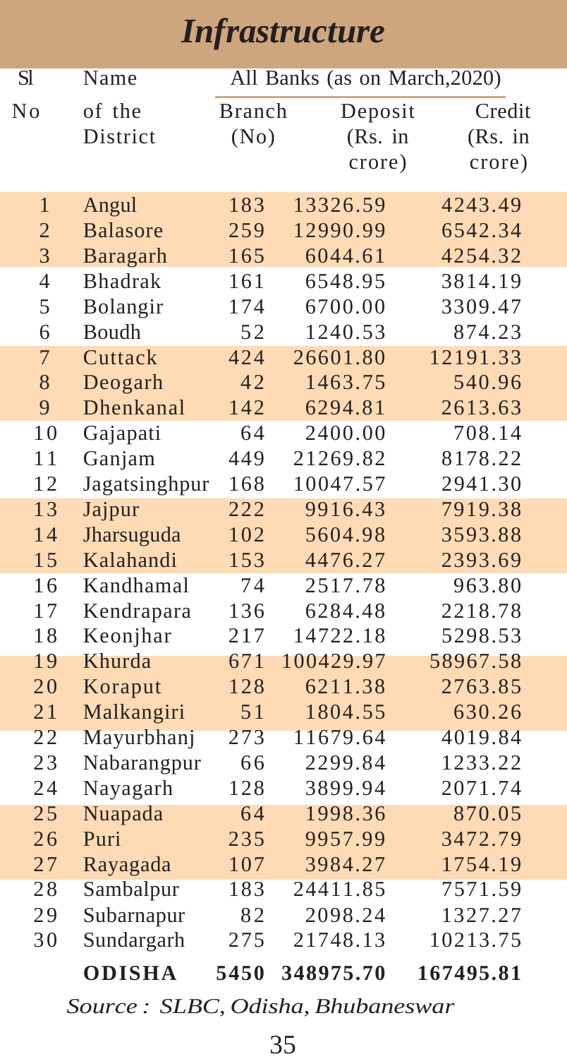# Infrastructure

| Sl No | Name of the District | All Banks (as on March,2020) | | |
|---|---|---|---|---|
| | | Branch (No) | Deposit (Rs. in crore) | Credit (Rs. in crore) |
| 1 | Angul | 183 | 13326.59 | 4243.49 |
| 2 | Balasore | 259 | 12990.99 | 6542.34 |
| 3 | Baragarh | 165 | 6044.61 | 4254.32 |
| 4 | Bhadrak | 161 | 6548.95 | 3814.19 |
| 5 | Bolangir | 174 | 6700.00 | 3309.47 |
| 6 | Boudh | 52 | 1240.53 | 874.23 |
| 7 | Cuttack | 424 | 26601.80 | 12191.33 |
| 8 | Deogarh | 42 | 1463.75 | 540.96 |
| 9 | Dhenkanal | 142 | 6294.81 | 2613.63 |
| 10 | Gajapati | 64 | 2400.00 | 708.14 |
| 11 | Ganjam | 449 | 21269.82 | 8178.22 |
| 12 | Jagatsinghpur | 168 | 10047.57 | 2941.30 |
| 13 | Jajpur | 222 | 9916.43 | 7919.38 |
| 14 | Jharsuguda | 102 | 5604.98 | 3593.88 |
| 15 | Kalahandi | 153 | 4476.27 | 2393.69 |
| 16 | Kandhamal | 74 | 2517.78 | 963.80 |
| 17 | Kendrapara | 136 | 6284.48 | 2218.78 |
| 18 | Keonjhar | 217 | 14722.18 | 5298.53 |
| 19 | Khurda | 671 | 100429.97 | 58967.58 |
| 20 | Koraput | 128 | 6211.38 | 2763.85 |
| 21 | Malkangiri | 51 | 1804.55 | 630.26 |
| 22 | Mayurbhanj | 273 | 11679.64 | 4019.84 |
| 23 | Nabarangpur | 66 | 2299.84 | 1233.22 |
| 24 | Nayagarh | 128 | 3899.94 | 2071.74 |
| 25 | Nuapada | 64 | 1998.36 | 870.05 |
| 26 | Puri | 235 | 9957.99 | 3472.79 |
| 27 | Rayagada | 107 | 3984.27 | 1754.19 |
| 28 | Sambalpur | 183 | 24411.85 | 7571.59 |
| 29 | Subarnapur | 82 | 2098.24 | 1327.27 |
| 30 | Sundargarh | 275 | 21748.13 | 10213.75 |
| | **ODISHA** | **5450** | **348975.70** | **167495.81** |

*Source : SLBC, Odisha, Bhubaneswar*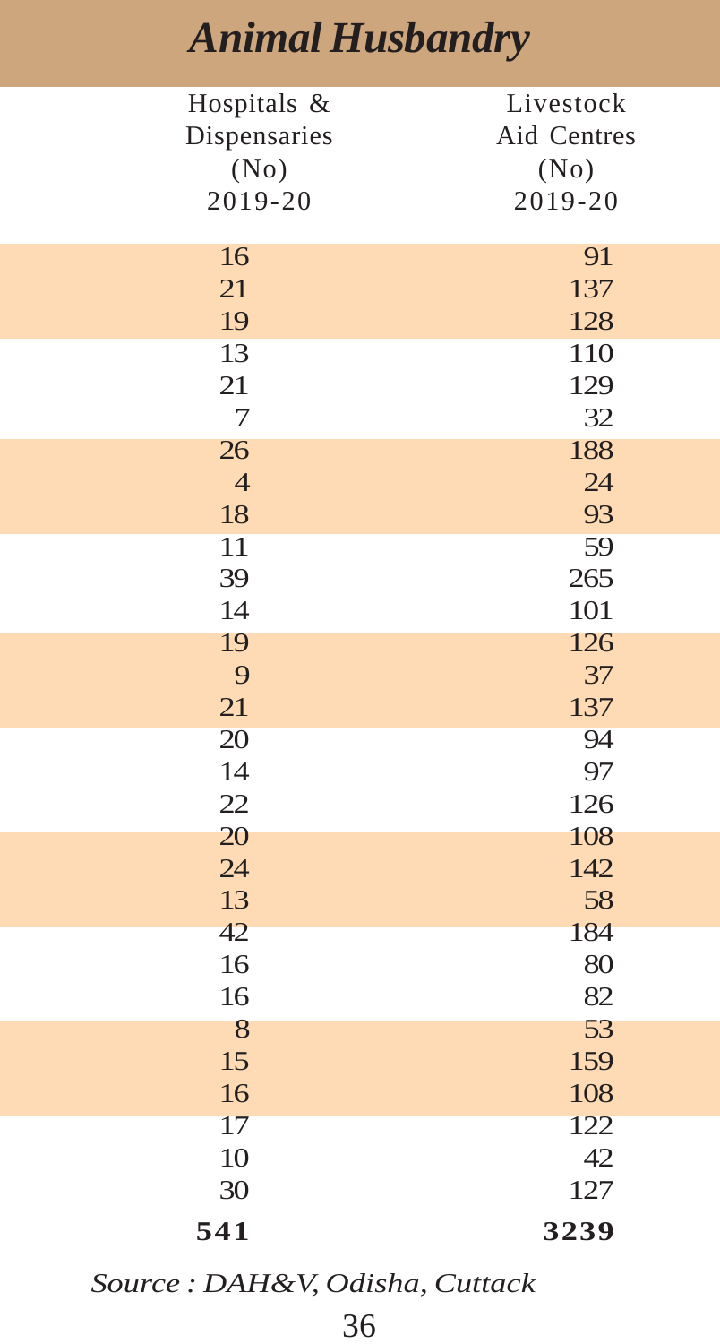# *Animal Husbandry*

| Hospitals & Dispensaries (No) 2019-20 | Livestock Aid Centres (No) 2019-20 |
|---|---|
| 16 | 91 |
| 21 | 137 |
| 19 | 128 |
| 13 | 110 |
| 21 | 129 |
| 7 | 32 |
| 26 | 188 |
| 4 | 24 |
| 18 | 93 |
| 11 | 59 |
| 39 | 265 |
| 14 | 101 |
| 19 | 126 |
| 9 | 37 |
| 21 | 137 |
| 20 | 94 |
| 14 | 97 |
| 22 | 126 |
| 20 | 108 |
| 24 | 142 |
| 13 | 58 |
| 42 | 184 |
| 16 | 80 |
| 16 | 82 |
| 8 | 53 |
| 15 | 159 |
| 16 | 108 |
| 17 | 122 |
| 10 | 42 |
| 30 | 127 |
| **541** | **3239** |

*Source : DAH&V, Odisha, Cuttack*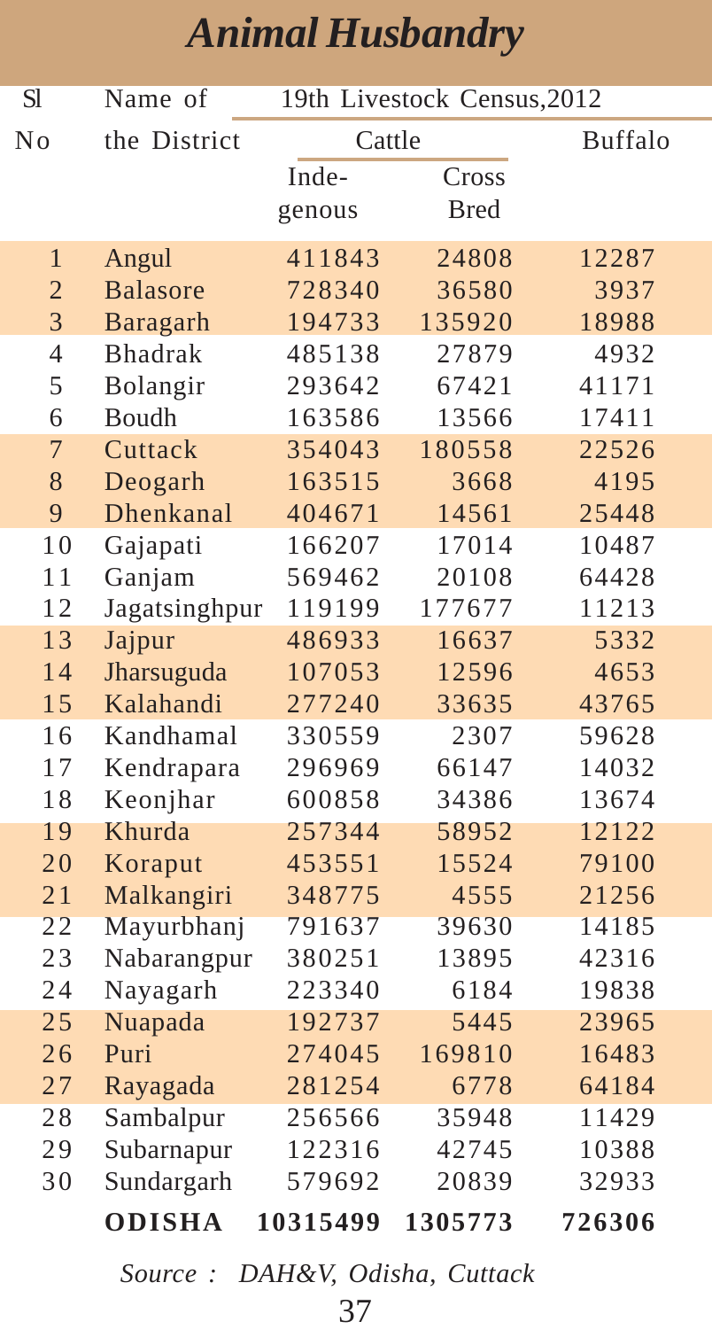# Animal Husbandry

| Sl No | Name of the District | 19th Livestock Census,2012 | | |
|---|---|---|---|---|
| | | Cattle | | Buffalo |
| | | Inde-genous | Cross Bred | |
| 1 | Angul | 411843 | 24808 | 12287 |
| 2 | Balasore | 728340 | 36580 | 3937 |
| 3 | Baragarh | 194733 | 135920 | 18988 |
| 4 | Bhadrak | 485138 | 27879 | 4932 |
| 5 | Bolangir | 293642 | 67421 | 41171 |
| 6 | Boudh | 163586 | 13566 | 17411 |
| 7 | Cuttack | 354043 | 180558 | 22526 |
| 8 | Deogarh | 163515 | 3668 | 4195 |
| 9 | Dhenkanal | 404671 | 14561 | 25448 |
| 10 | Gajapati | 166207 | 17014 | 10487 |
| 11 | Ganjam | 569462 | 20108 | 64428 |
| 12 | Jagatsinghpur | 119199 | 177677 | 11213 |
| 13 | Jajpur | 486933 | 16637 | 5332 |
| 14 | Jharsuguda | 107053 | 12596 | 4653 |
| 15 | Kalahandi | 277240 | 33635 | 43765 |
| 16 | Kandhamal | 330559 | 2307 | 59628 |
| 17 | Kendrapara | 296969 | 66147 | 14032 |
| 18 | Keonjhar | 600858 | 34386 | 13674 |
| 19 | Khurda | 257344 | 58952 | 12122 |
| 20 | Koraput | 453551 | 15524 | 79100 |
| 21 | Malkangiri | 348775 | 4555 | 21256 |
| 22 | Mayurbhanj | 791637 | 39630 | 14185 |
| 23 | Nabarangpur | 380251 | 13895 | 42316 |
| 24 | Nayagarh | 223340 | 6184 | 19838 |
| 25 | Nuapada | 192737 | 5445 | 23965 |
| 26 | Puri | 274045 | 169810 | 16483 |
| 27 | Rayagada | 281254 | 6778 | 64184 |
| 28 | Sambalpur | 256566 | 35948 | 11429 |
| 29 | Subarnapur | 122316 | 42745 | 10388 |
| 30 | Sundargarh | 579692 | 20839 | 32933 |
| | **ODISHA** | **10315499** | **1305773** | **726306** |

*Source : DAH&V, Odisha, Cuttack*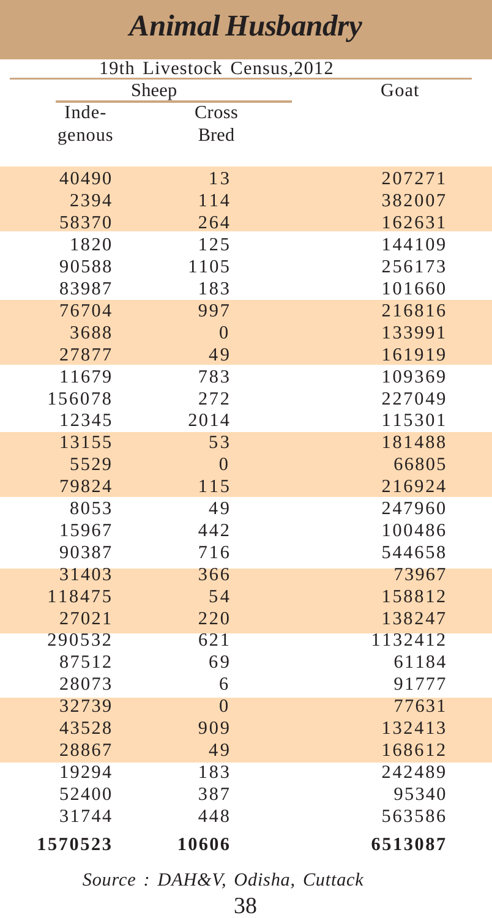# *Animal Husbandry*

| 19th Livestock Census,2012 | | |
|---|---|---|
| Sheep | | Goat |
| Inde-genous | Cross Bred | |
| 40490 | 13 | 207271 |
| 2394 | 114 | 382007 |
| 58370 | 264 | 162631 |
| 1820 | 125 | 144109 |
| 90588 | 1105 | 256173 |
| 83987 | 183 | 101660 |
| 76704 | 997 | 216816 |
| 3688 | 0 | 133991 |
| 27877 | 49 | 161919 |
| 11679 | 783 | 109369 |
| 156078 | 272 | 227049 |
| 12345 | 2014 | 115301 |
| 13155 | 53 | 181488 |
| 5529 | 0 | 66805 |
| 79824 | 115 | 216924 |
| 8053 | 49 | 247960 |
| 15967 | 442 | 100486 |
| 90387 | 716 | 544658 |
| 31403 | 366 | 73967 |
| 118475 | 54 | 158812 |
| 27021 | 220 | 138247 |
| 290532 | 621 | 1132412 |
| 87512 | 69 | 61184 |
| 28073 | 6 | 91777 |
| 32739 | 0 | 77631 |
| 43528 | 909 | 132413 |
| 28867 | 49 | 168612 |
| 19294 | 183 | 242489 |
| 52400 | 387 | 95340 |
| 31744 | 448 | 563586 |
| **1570523** | **10606** | **6513087** |

*Source : DAH&V, Odisha, Cuttack*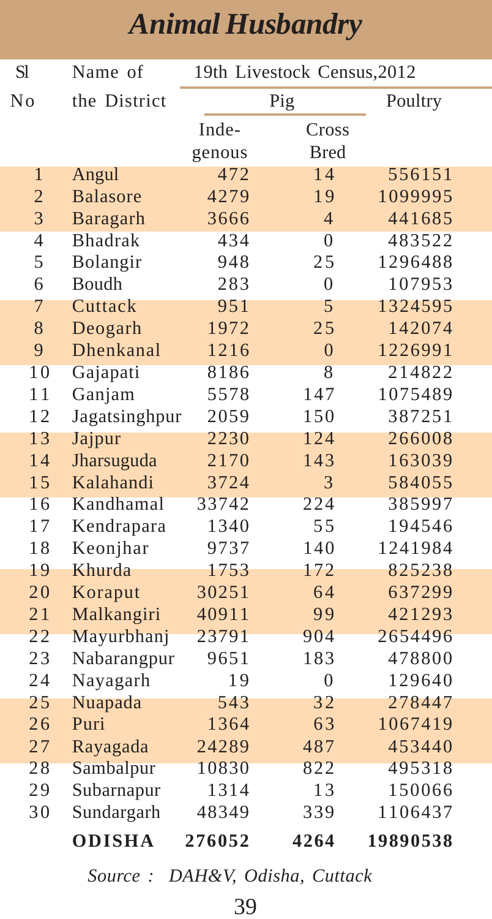# Animal Husbandry

| Sl No | Name of the District | 19th Livestock Census,2012 | | |
|---|---|---|---|---|
| | | Pig | | Poultry |
| | | Indegenous | Cross Bred | |
| 1 | Angul | 472 | 14 | 556151 |
| 2 | Balasore | 4279 | 19 | 1099995 |
| 3 | Baragarh | 3666 | 4 | 441685 |
| 4 | Bhadrak | 434 | 0 | 483522 |
| 5 | Bolangir | 948 | 25 | 1296488 |
| 6 | Boudh | 283 | 0 | 107953 |
| 7 | Cuttack | 951 | 5 | 1324595 |
| 8 | Deogarh | 1972 | 25 | 142074 |
| 9 | Dhenkanal | 1216 | 0 | 1226991 |
| 10 | Gajapati | 8186 | 8 | 214822 |
| 11 | Ganjam | 5578 | 147 | 1075489 |
| 12 | Jagatsinghpur | 2059 | 150 | 387251 |
| 13 | Jajpur | 2230 | 124 | 266008 |
| 14 | Jharsuguda | 2170 | 143 | 163039 |
| 15 | Kalahandi | 3724 | 3 | 584055 |
| 16 | Kandhamal | 33742 | 224 | 385997 |
| 17 | Kendrapara | 1340 | 55 | 194546 |
| 18 | Keonjhar | 9737 | 140 | 1241984 |
| 19 | Khurda | 1753 | 172 | 825238 |
| 20 | Koraput | 30251 | 64 | 637299 |
| 21 | Malkangiri | 40911 | 99 | 421293 |
| 22 | Mayurbhanj | 23791 | 904 | 2654496 |
| 23 | Nabarangpur | 9651 | 183 | 478800 |
| 24 | Nayagarh | 19 | 0 | 129640 |
| 25 | Nuapada | 543 | 32 | 278447 |
| 26 | Puri | 1364 | 63 | 1067419 |
| 27 | Rayagada | 24289 | 487 | 453440 |
| 28 | Sambalpur | 10830 | 822 | 495318 |
| 29 | Subarnapur | 1314 | 13 | 150066 |
| 30 | Sundargarh | 48349 | 339 | 1106437 |
| | **ODISHA** | **276052** | **4264** | **19890538** |

*Source : DAH&V, Odisha, Cuttack*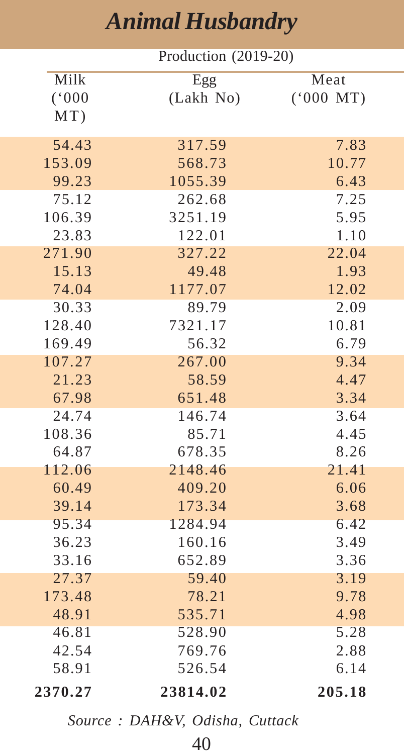# Animal Husbandry

| Production (2019-20) | | |
|---|---|---|
| Milk ('000 MT) | Egg (Lakh No) | Meat ('000 MT) |
| 54.43 | 317.59 | 7.83 |
| 153.09 | 568.73 | 10.77 |
| 99.23 | 1055.39 | 6.43 |
| 75.12 | 262.68 | 7.25 |
| 106.39 | 3251.19 | 5.95 |
| 23.83 | 122.01 | 1.10 |
| 271.90 | 327.22 | 22.04 |
| 15.13 | 49.48 | 1.93 |
| 74.04 | 1177.07 | 12.02 |
| 30.33 | 89.79 | 2.09 |
| 128.40 | 7321.17 | 10.81 |
| 169.49 | 56.32 | 6.79 |
| 107.27 | 267.00 | 9.34 |
| 21.23 | 58.59 | 4.47 |
| 67.98 | 651.48 | 3.34 |
| 24.74 | 146.74 | 3.64 |
| 108.36 | 85.71 | 4.45 |
| 64.87 | 678.35 | 8.26 |
| 112.06 | 2148.46 | 21.41 |
| 60.49 | 409.20 | 6.06 |
| 39.14 | 173.34 | 3.68 |
| 95.34 | 1284.94 | 6.42 |
| 36.23 | 160.16 | 3.49 |
| 33.16 | 652.89 | 3.36 |
| 27.37 | 59.40 | 3.19 |
| 173.48 | 78.21 | 9.78 |
| 48.91 | 535.71 | 4.98 |
| 46.81 | 528.90 | 5.28 |
| 42.54 | 769.76 | 2.88 |
| 58.91 | 526.54 | 6.14 |
| **2370.27** | **23814.02** | **205.18** |

*Source : DAH&V, Odisha, Cuttack*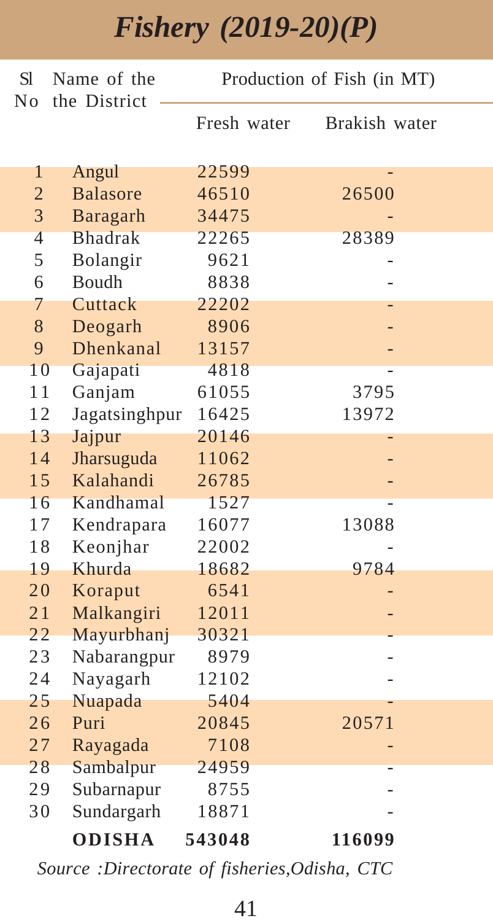# Fishery (2019-20)(P)

| Sl No | Name of the the District | Production of Fish (in MT) | |
|---|---|---|---|
| | | Fresh water | Brakish water |
| 1 | Angul | 22599 | - |
| 2 | Balasore | 46510 | 26500 |
| 3 | Baragarh | 34475 | - |
| 4 | Bhadrak | 22265 | 28389 |
| 5 | Bolangir | 9621 | - |
| 6 | Boudh | 8838 | - |
| 7 | Cuttack | 22202 | - |
| 8 | Deogarh | 8906 | - |
| 9 | Dhenkanal | 13157 | - |
| 10 | Gajapati | 4818 | - |
| 11 | Ganjam | 61055 | 3795 |
| 12 | Jagatsinghpur | 16425 | 13972 |
| 13 | Jajpur | 20146 | - |
| 14 | Jharsuguda | 11062 | - |
| 15 | Kalahandi | 26785 | - |
| 16 | Kandhamal | 1527 | - |
| 17 | Kendrapara | 16077 | 13088 |
| 18 | Keonjhar | 22002 | - |
| 19 | Khurda | 18682 | 9784 |
| 20 | Koraput | 6541 | - |
| 21 | Malkangiri | 12011 | - |
| 22 | Mayurbhanj | 30321 | - |
| 23 | Nabarangpur | 8979 | - |
| 24 | Nayagarh | 12102 | - |
| 25 | Nuapada | 5404 | - |
| 26 | Puri | 20845 | 20571 |
| 27 | Rayagada | 7108 | - |
| 28 | Sambalpur | 24959 | - |
| 29 | Subarnapur | 8755 | - |
| 30 | Sundargarh | 18871 | - |
| | **ODISHA** | **543048** | **116099** |

*Source :Directorate of fisheries,Odisha, CTC*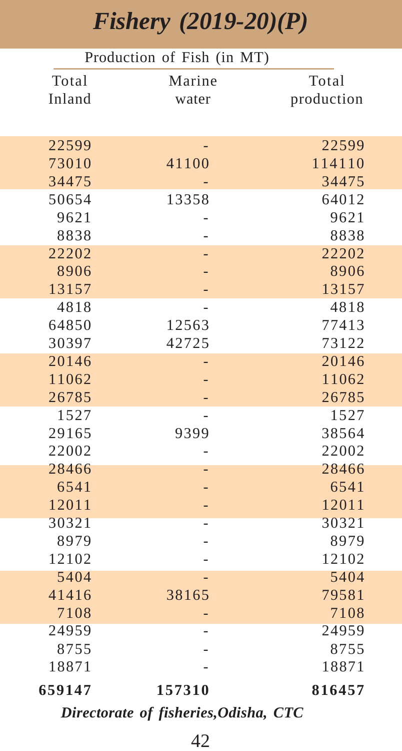# *Fishery (2019-20)(P)*

| Production of Fish (in MT) | | |
|---|---|---|
| Total Inland | Marine water | Total production |
| 22599 | - | 22599 |
| 73010 | 41100 | 114110 |
| 34475 | - | 34475 |
| 50654 | 13358 | 64012 |
| 9621 | - | 9621 |
| 8838 | - | 8838 |
| 22202 | - | 22202 |
| 8906 | - | 8906 |
| 13157 | - | 13157 |
| 4818 | - | 4818 |
| 64850 | 12563 | 77413 |
| 30397 | 42725 | 73122 |
| 20146 | - | 20146 |
| 11062 | - | 11062 |
| 26785 | - | 26785 |
| 1527 | - | 1527 |
| 29165 | 9399 | 38564 |
| 22002 | - | 22002 |
| 28466 | - | 28466 |
| 6541 | - | 6541 |
| 12011 | - | 12011 |
| 30321 | - | 30321 |
| 8979 | - | 8979 |
| 12102 | - | 12102 |
| 5404 | - | 5404 |
| 41416 | 38165 | 79581 |
| 7108 | - | 7108 |
| 24959 | - | 24959 |
| 8755 | - | 8755 |
| 18871 | - | 18871 |
| **659147** | **157310** | **816457** |

***Directorate of fisheries,Odisha, CTC***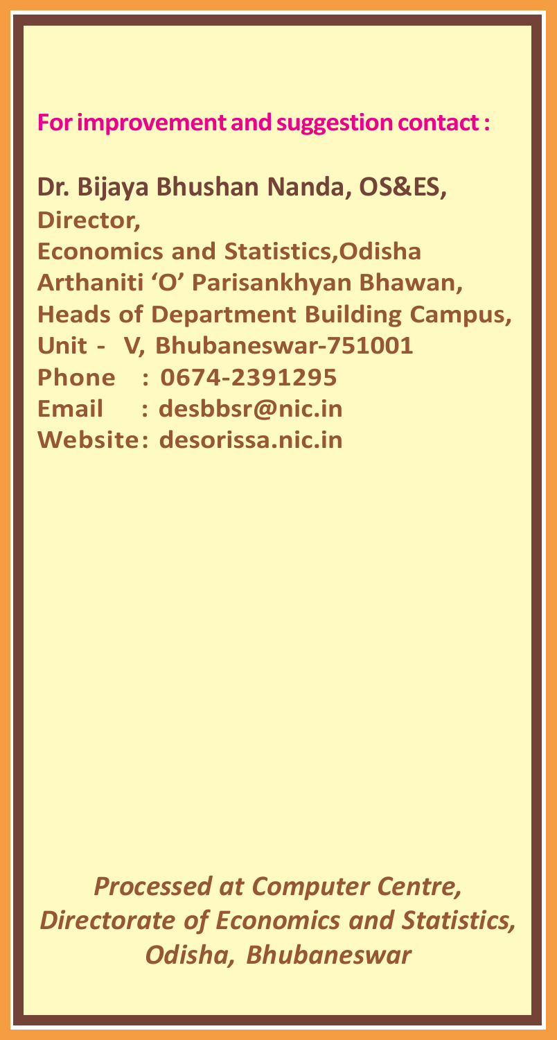**For improvement and suggestion contact :**

**Dr. Bijaya Bhushan Nanda, OS&ES,**
**Director,**
**Economics and Statistics,Odisha**
**Arthaniti 'O' Parisankhyan Bhawan,**
**Heads of Department Building Campus,**
**Unit - V, Bhubaneswar-751001**
**Phone : 0674-2391295**
**Email : desbbsr@nic.in**
**Website: desorissa.nic.in**

*Processed at Computer Centre,*
*Directorate of Economics and Statistics,*
*Odisha, Bhubaneswar*